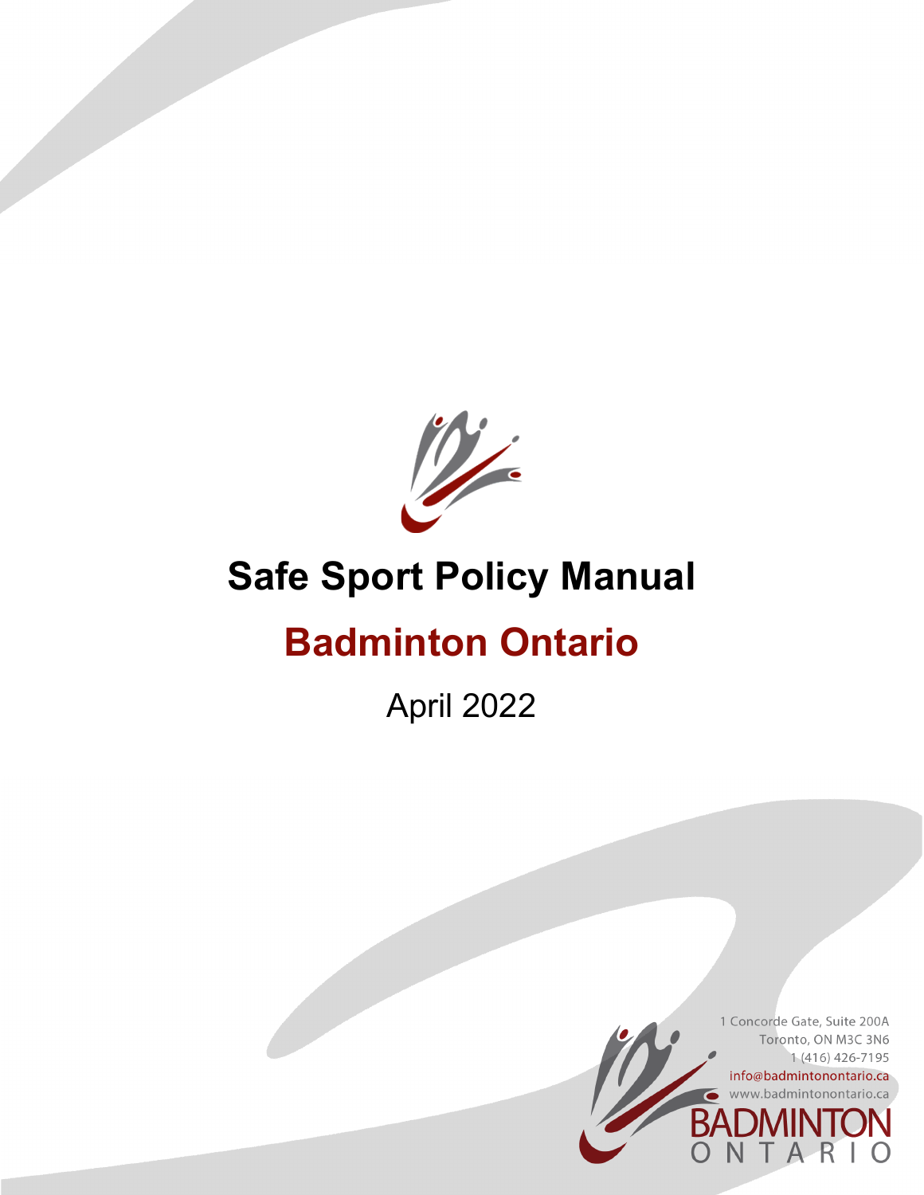# Safe Sport Policy Manual

## Badminton Ontario

April 2022

1 Concorde Gate, Suite 200A
Toronto, ON M3C 3N6
1 (416) 426-7195
info@badmintonontario.ca
www.badmintonontario.ca

BADMINTON ONTARIO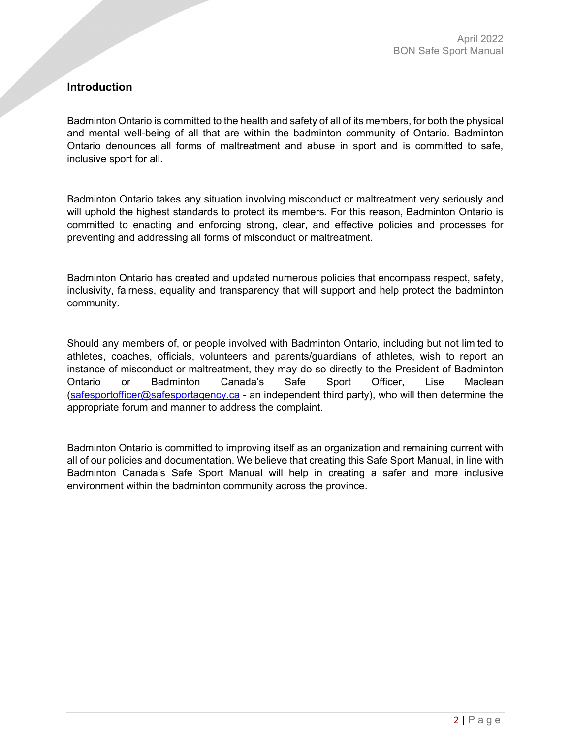## Introduction

Badminton Ontario is committed to the health and safety of all of its members, for both the physical and mental well-being of all that are within the badminton community of Ontario. Badminton Ontario denounces all forms of maltreatment and abuse in sport and is committed to safe, inclusive sport for all.

Badminton Ontario takes any situation involving misconduct or maltreatment very seriously and will uphold the highest standards to protect its members. For this reason, Badminton Ontario is committed to enacting and enforcing strong, clear, and effective policies and processes for preventing and addressing all forms of misconduct or maltreatment.

Badminton Ontario has created and updated numerous policies that encompass respect, safety, inclusivity, fairness, equality and transparency that will support and help protect the badminton community.

Should any members of, or people involved with Badminton Ontario, including but not limited to athletes, coaches, officials, volunteers and parents/guardians of athletes, wish to report an instance of misconduct or maltreatment, they may do so directly to the President of Badminton Ontario or Badminton Canada's Safe Sport Officer, Lise Maclean (safesportofficer@safesportagency.ca - an independent third party), who will then determine the appropriate forum and manner to address the complaint.

Badminton Ontario is committed to improving itself as an organization and remaining current with all of our policies and documentation. We believe that creating this Safe Sport Manual, in line with Badminton Canada's Safe Sport Manual will help in creating a safer and more inclusive environment within the badminton community across the province.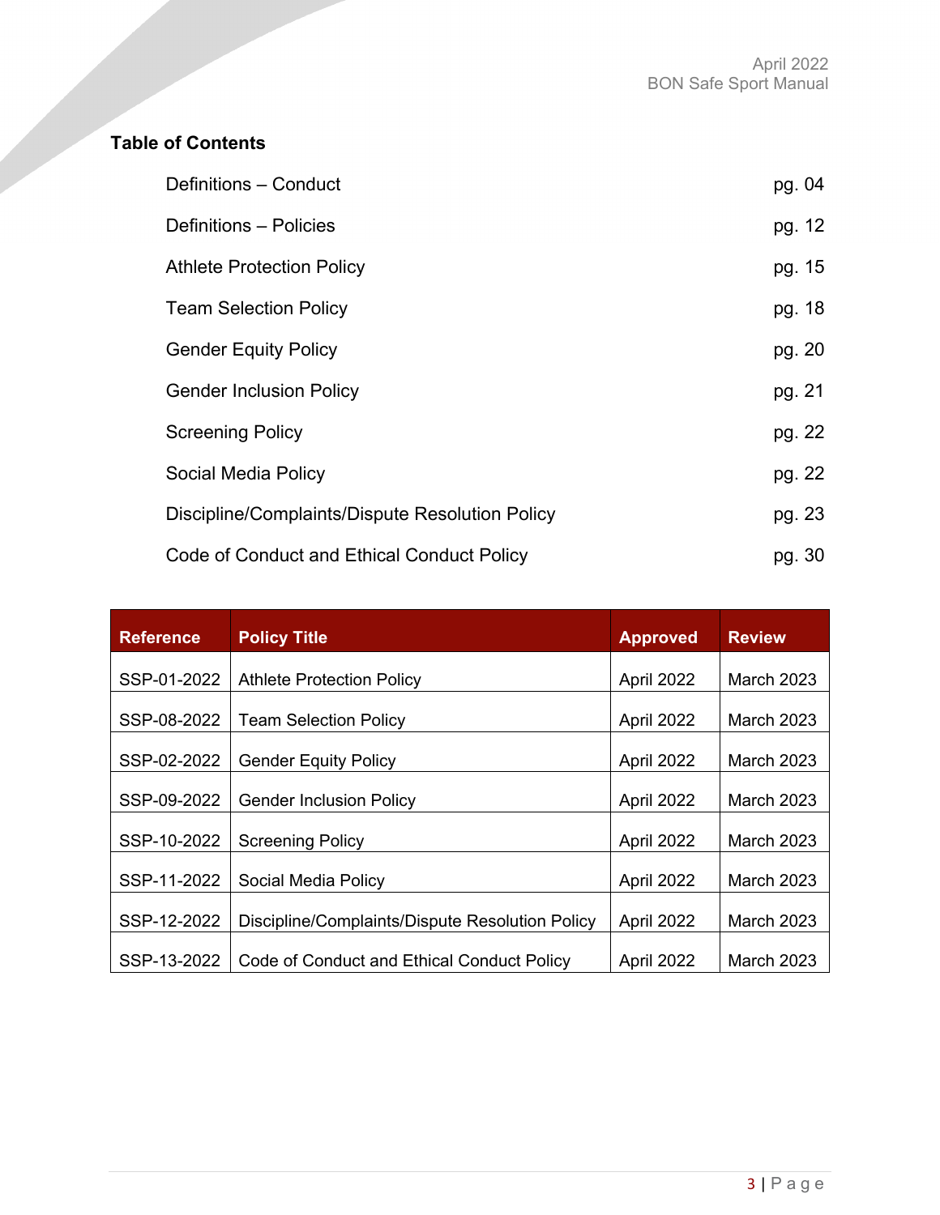## Table of Contents

| | |
|---|---|
| Definitions – Conduct | pg. 04 |
| Definitions – Policies | pg. 12 |
| Athlete Protection Policy | pg. 15 |
| Team Selection Policy | pg. 18 |
| Gender Equity Policy | pg. 20 |
| Gender Inclusion Policy | pg. 21 |
| Screening Policy | pg. 22 |
| Social Media Policy | pg. 22 |
| Discipline/Complaints/Dispute Resolution Policy | pg. 23 |
| Code of Conduct and Ethical Conduct Policy | pg. 30 |

| Reference | Policy Title | Approved | Review |
|---|---|---|---|
| SSP-01-2022 | Athlete Protection Policy | April 2022 | March 2023 |
| SSP-08-2022 | Team Selection Policy | April 2022 | March 2023 |
| SSP-02-2022 | Gender Equity Policy | April 2022 | March 2023 |
| SSP-09-2022 | Gender Inclusion Policy | April 2022 | March 2023 |
| SSP-10-2022 | Screening Policy | April 2022 | March 2023 |
| SSP-11-2022 | Social Media Policy | April 2022 | March 2023 |
| SSP-12-2022 | Discipline/Complaints/Dispute Resolution Policy | April 2022 | March 2023 |
| SSP-13-2022 | Code of Conduct and Ethical Conduct Policy | April 2022 | March 2023 |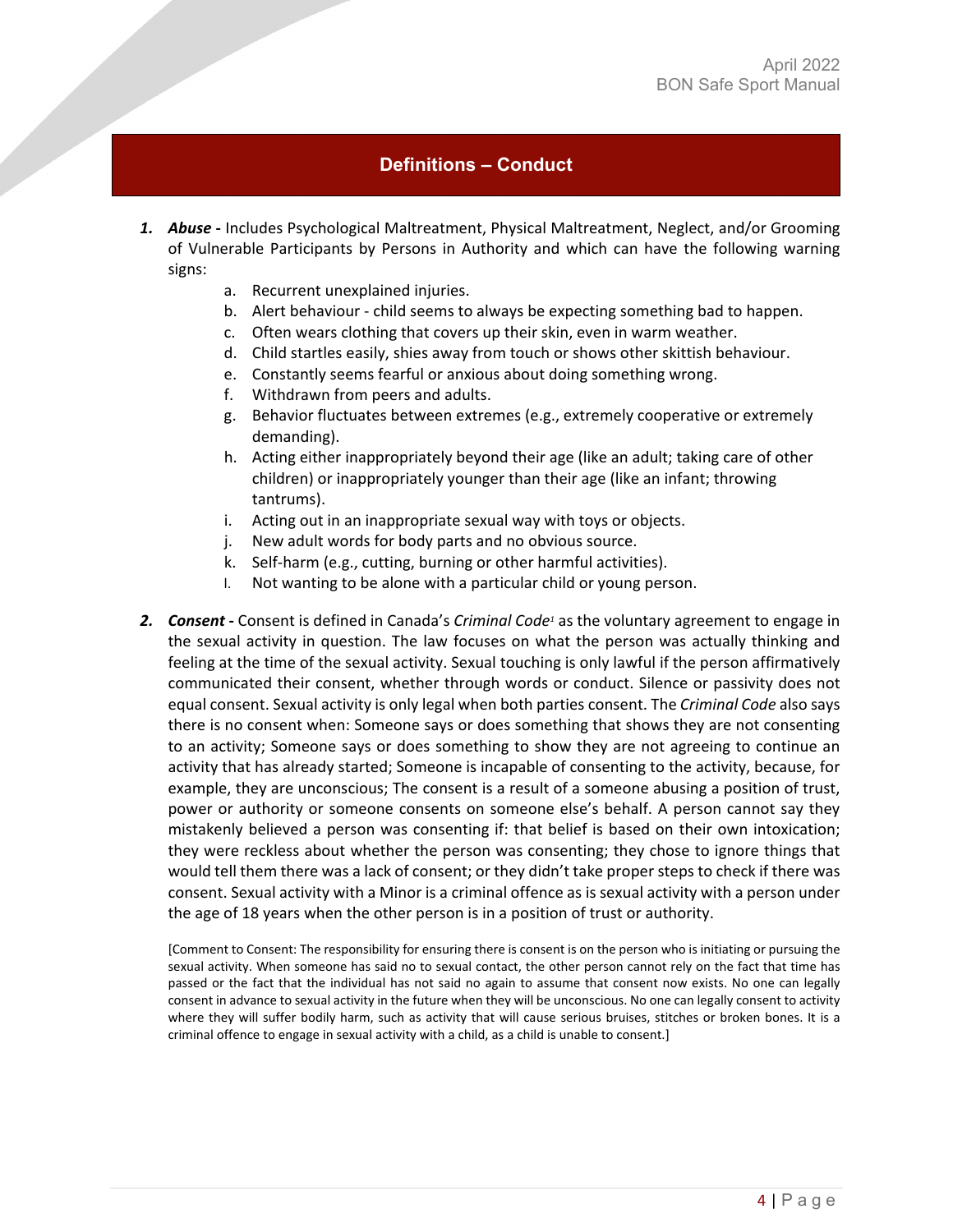## Definitions – Conduct

1. ***Abuse*** **-** Includes Psychological Maltreatment, Physical Maltreatment, Neglect, and/or Grooming of Vulnerable Participants by Persons in Authority and which can have the following warning signs:
    a. Recurrent unexplained injuries.
    b. Alert behaviour - child seems to always be expecting something bad to happen.
    c. Often wears clothing that covers up their skin, even in warm weather.
    d. Child startles easily, shies away from touch or shows other skittish behaviour.
    e. Constantly seems fearful or anxious about doing something wrong.
    f. Withdrawn from peers and adults.
    g. Behavior fluctuates between extremes (e.g., extremely cooperative or extremely demanding).
    h. Acting either inappropriately beyond their age (like an adult; taking care of other children) or inappropriately younger than their age (like an infant; throwing tantrums).
    i. Acting out in an inappropriate sexual way with toys or objects.
    j. New adult words for body parts and no obvious source.
    k. Self-harm (e.g., cutting, burning or other harmful activities).
    l. Not wanting to be alone with a particular child or young person.

2. ***Consent*** **-** Consent is defined in Canada's *Criminal Code*[1] as the voluntary agreement to engage in the sexual activity in question. The law focuses on what the person was actually thinking and feeling at the time of the sexual activity. Sexual touching is only lawful if the person affirmatively communicated their consent, whether through words or conduct. Silence or passivity does not equal consent. Sexual activity is only legal when both parties consent. The *Criminal Code* also says there is no consent when: Someone says or does something that shows they are not consenting to an activity; Someone says or does something to show they are not agreeing to continue an activity that has already started; Someone is incapable of consenting to the activity, because, for example, they are unconscious; The consent is a result of a someone abusing a position of trust, power or authority or someone consents on someone else's behalf. A person cannot say they mistakenly believed a person was consenting if: that belief is based on their own intoxication; they were reckless about whether the person was consenting; they chose to ignore things that would tell them there was a lack of consent; or they didn't take proper steps to check if there was consent. Sexual activity with a Minor is a criminal offence as is sexual activity with a person under the age of 18 years when the other person is in a position of trust or authority.

    [Comment to Consent: The responsibility for ensuring there is consent is on the person who is initiating or pursuing the sexual activity. When someone has said no to sexual contact, the other person cannot rely on the fact that time has passed or the fact that the individual has not said no again to assume that consent now exists. No one can legally consent in advance to sexual activity in the future when they will be unconscious. No one can legally consent to activity where they will suffer bodily harm, such as activity that will cause serious bruises, stitches or broken bones. It is a criminal offence to engage in sexual activity with a child, as a child is unable to consent.]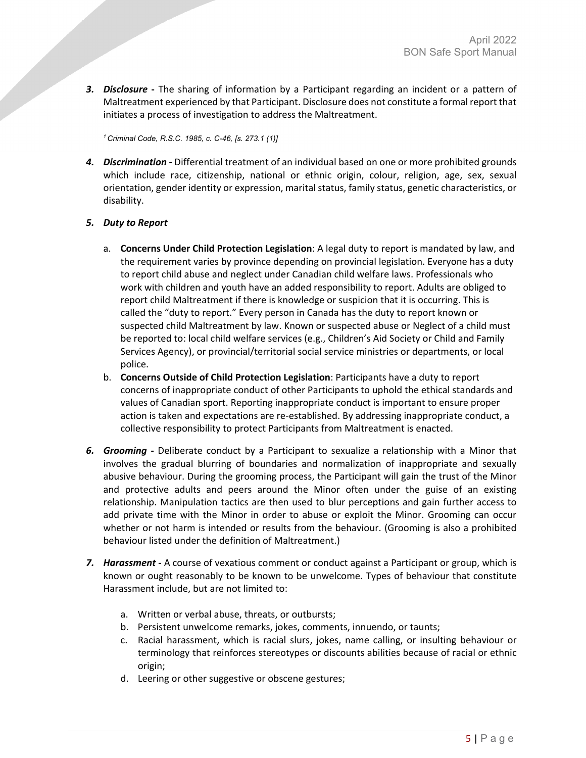***3. Disclosure*** **-** The sharing of information by a Participant regarding an incident or a pattern of Maltreatment experienced by that Participant. Disclosure does not constitute a formal report that initiates a process of investigation to address the Maltreatment.

*[1] Criminal Code, R.S.C. 1985, c. C-46, [s. 273.1 (1)]*

***4. Discrimination -*** Differential treatment of an individual based on one or more prohibited grounds which include race, citizenship, national or ethnic origin, colour, religion, age, sex, sexual orientation, gender identity or expression, marital status, family status, genetic characteristics, or disability.

***5. Duty to Report***

a. **Concerns Under Child Protection Legislation**: A legal duty to report is mandated by law, and the requirement varies by province depending on provincial legislation. Everyone has a duty to report child abuse and neglect under Canadian child welfare laws. Professionals who work with children and youth have an added responsibility to report. Adults are obliged to report child Maltreatment if there is knowledge or suspicion that it is occurring. This is called the "duty to report." Every person in Canada has the duty to report known or suspected child Maltreatment by law. Known or suspected abuse or Neglect of a child must be reported to: local child welfare services (e.g., Children's Aid Society or Child and Family Services Agency), or provincial/territorial social service ministries or departments, or local police.

b. **Concerns Outside of Child Protection Legislation**: Participants have a duty to report concerns of inappropriate conduct of other Participants to uphold the ethical standards and values of Canadian sport. Reporting inappropriate conduct is important to ensure proper action is taken and expectations are re-established. By addressing inappropriate conduct, a collective responsibility to protect Participants from Maltreatment is enacted.

***6. Grooming*** **-** Deliberate conduct by a Participant to sexualize a relationship with a Minor that involves the gradual blurring of boundaries and normalization of inappropriate and sexually abusive behaviour. During the grooming process, the Participant will gain the trust of the Minor and protective adults and peers around the Minor often under the guise of an existing relationship. Manipulation tactics are then used to blur perceptions and gain further access to add private time with the Minor in order to abuse or exploit the Minor. Grooming can occur whether or not harm is intended or results from the behaviour. (Grooming is also a prohibited behaviour listed under the definition of Maltreatment.)

***7. Harassment -*** A course of vexatious comment or conduct against a Participant or group, which is known or ought reasonably to be known to be unwelcome. Types of behaviour that constitute Harassment include, but are not limited to:

a. Written or verbal abuse, threats, or outbursts;
b. Persistent unwelcome remarks, jokes, comments, innuendo, or taunts;
c. Racial harassment, which is racial slurs, jokes, name calling, or insulting behaviour or terminology that reinforces stereotypes or discounts abilities because of racial or ethnic origin;
d. Leering or other suggestive or obscene gestures;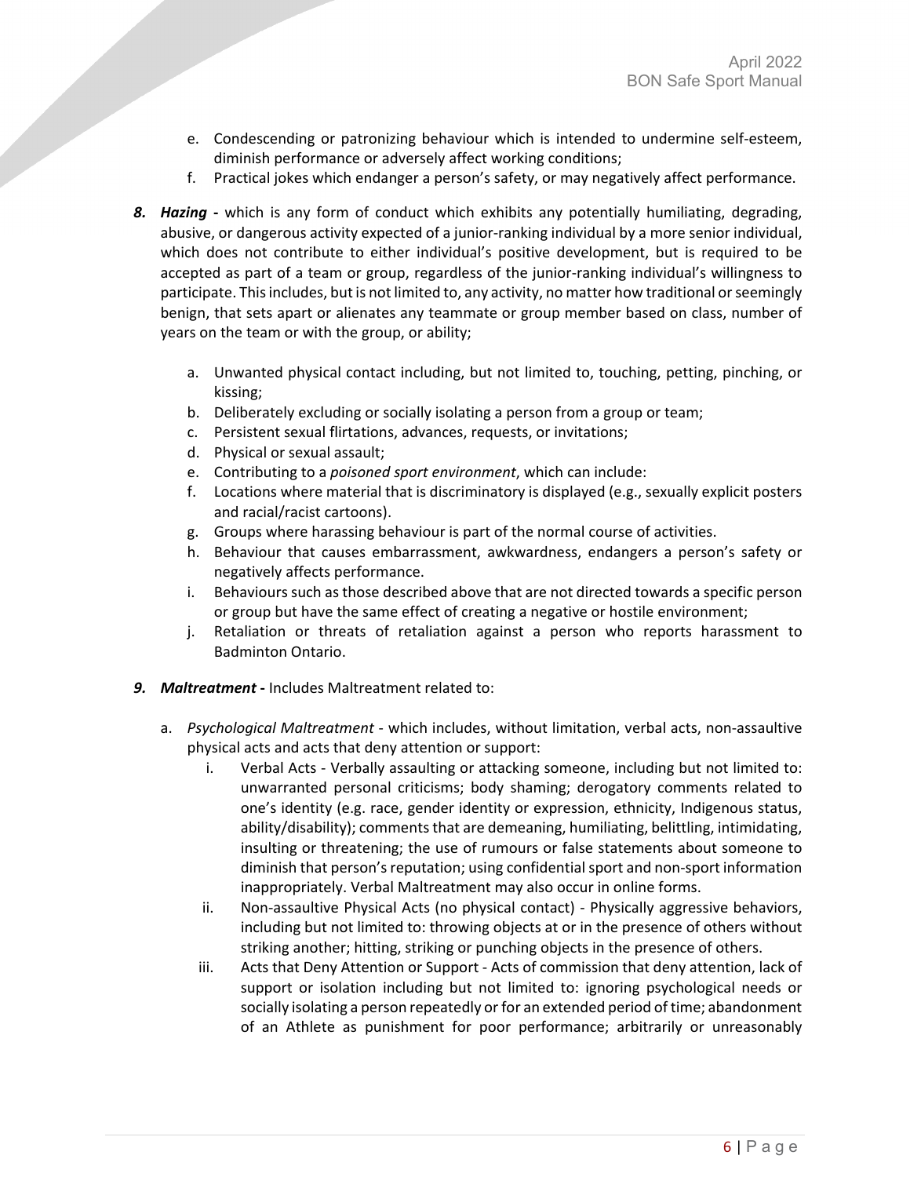e. Condescending or patronizing behaviour which is intended to undermine self-esteem, diminish performance or adversely affect working conditions;
f. Practical jokes which endanger a person's safety, or may negatively affect performance.

8. ***Hazing*** **-** which is any form of conduct which exhibits any potentially humiliating, degrading, abusive, or dangerous activity expected of a junior-ranking individual by a more senior individual, which does not contribute to either individual's positive development, but is required to be accepted as part of a team or group, regardless of the junior-ranking individual's willingness to participate. This includes, but is not limited to, any activity, no matter how traditional or seemingly benign, that sets apart or alienates any teammate or group member based on class, number of years on the team or with the group, or ability;

   a. Unwanted physical contact including, but not limited to, touching, petting, pinching, or kissing;
   b. Deliberately excluding or socially isolating a person from a group or team;
   c. Persistent sexual flirtations, advances, requests, or invitations;
   d. Physical or sexual assault;
   e. Contributing to a *poisoned sport environment*, which can include:
   f. Locations where material that is discriminatory is displayed (e.g., sexually explicit posters and racial/racist cartoons).
   g. Groups where harassing behaviour is part of the normal course of activities.
   h. Behaviour that causes embarrassment, awkwardness, endangers a person's safety or negatively affects performance.
   i. Behaviours such as those described above that are not directed towards a specific person or group but have the same effect of creating a negative or hostile environment;
   j. Retaliation or threats of retaliation against a person who reports harassment to Badminton Ontario.

9. ***Maltreatment*** **-** Includes Maltreatment related to:

   a. *Psychological Maltreatment* - which includes, without limitation, verbal acts, non-assaultive physical acts and acts that deny attention or support:
      i. Verbal Acts - Verbally assaulting or attacking someone, including but not limited to: unwarranted personal criticisms; body shaming; derogatory comments related to one's identity (e.g. race, gender identity or expression, ethnicity, Indigenous status, ability/disability); comments that are demeaning, humiliating, belittling, intimidating, insulting or threatening; the use of rumours or false statements about someone to diminish that person's reputation; using confidential sport and non-sport information inappropriately. Verbal Maltreatment may also occur in online forms.
      ii. Non-assaultive Physical Acts (no physical contact) - Physically aggressive behaviors, including but not limited to: throwing objects at or in the presence of others without striking another; hitting, striking or punching objects in the presence of others.
      iii. Acts that Deny Attention or Support - Acts of commission that deny attention, lack of support or isolation including but not limited to: ignoring psychological needs or socially isolating a person repeatedly or for an extended period of time; abandonment of an Athlete as punishment for poor performance; arbitrarily or unreasonably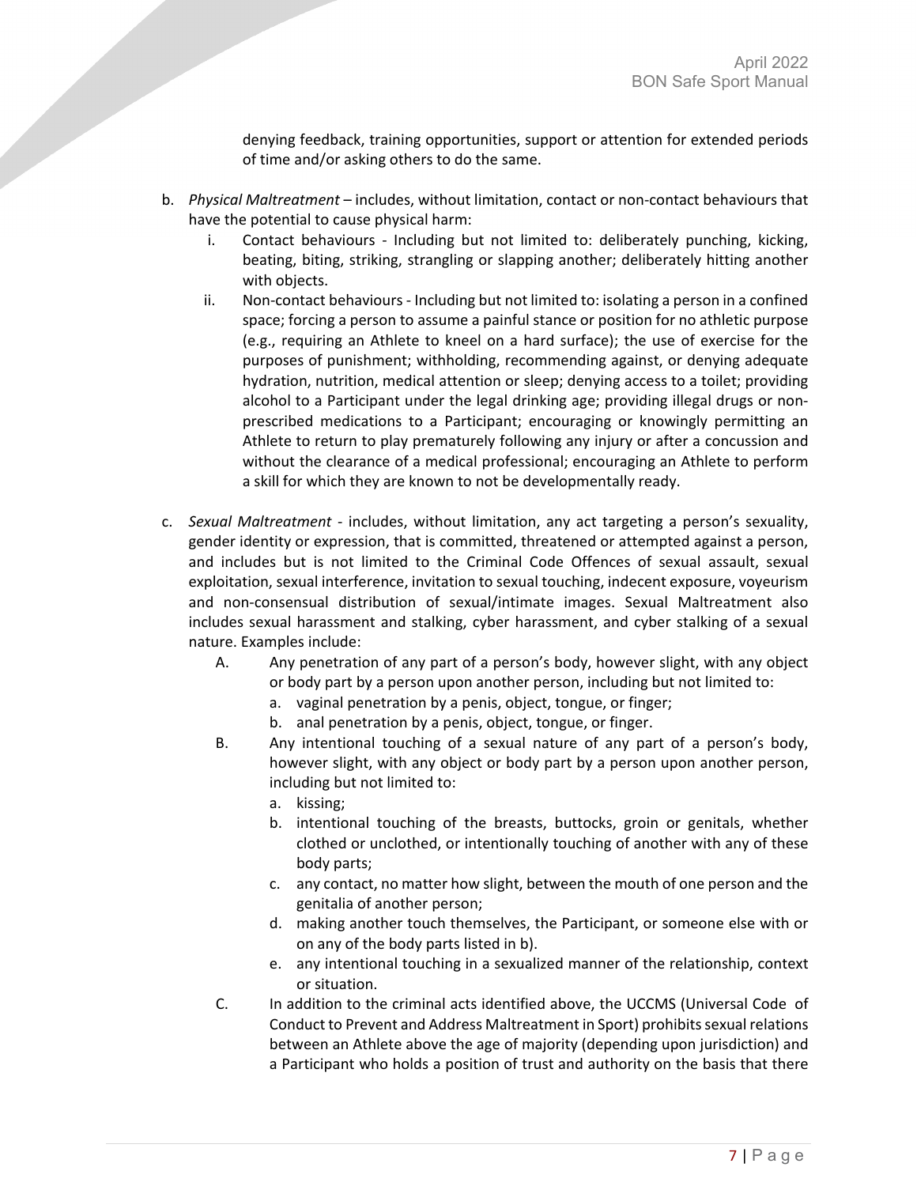denying feedback, training opportunities, support or attention for extended periods of time and/or asking others to do the same.

b. *Physical Maltreatment* – includes, without limitation, contact or non-contact behaviours that have the potential to cause physical harm:

   i. Contact behaviours - Including but not limited to: deliberately punching, kicking, beating, biting, striking, strangling or slapping another; deliberately hitting another with objects.

   ii. Non-contact behaviours - Including but not limited to: isolating a person in a confined space; forcing a person to assume a painful stance or position for no athletic purpose (e.g., requiring an Athlete to kneel on a hard surface); the use of exercise for the purposes of punishment; withholding, recommending against, or denying adequate hydration, nutrition, medical attention or sleep; denying access to a toilet; providing alcohol to a Participant under the legal drinking age; providing illegal drugs or non-prescribed medications to a Participant; encouraging or knowingly permitting an Athlete to return to play prematurely following any injury or after a concussion and without the clearance of a medical professional; encouraging an Athlete to perform a skill for which they are known to not be developmentally ready.

c. *Sexual Maltreatment* - includes, without limitation, any act targeting a person's sexuality, gender identity or expression, that is committed, threatened or attempted against a person, and includes but is not limited to the Criminal Code Offences of sexual assault, sexual exploitation, sexual interference, invitation to sexual touching, indecent exposure, voyeurism and non-consensual distribution of sexual/intimate images. Sexual Maltreatment also includes sexual harassment and stalking, cyber harassment, and cyber stalking of a sexual nature. Examples include:

   A. Any penetration of any part of a person's body, however slight, with any object or body part by a person upon another person, including but not limited to:
      a. vaginal penetration by a penis, object, tongue, or finger;
      b. anal penetration by a penis, object, tongue, or finger.

   B. Any intentional touching of a sexual nature of any part of a person's body, however slight, with any object or body part by a person upon another person, including but not limited to:
      a. kissing;
      b. intentional touching of the breasts, buttocks, groin or genitals, whether clothed or unclothed, or intentionally touching of another with any of these body parts;
      c. any contact, no matter how slight, between the mouth of one person and the genitalia of another person;
      d. making another touch themselves, the Participant, or someone else with or on any of the body parts listed in b).
      e. any intentional touching in a sexualized manner of the relationship, context or situation.

   C. In addition to the criminal acts identified above, the UCCMS (Universal Code of Conduct to Prevent and Address Maltreatment in Sport) prohibits sexual relations between an Athlete above the age of majority (depending upon jurisdiction) and a Participant who holds a position of trust and authority on the basis that there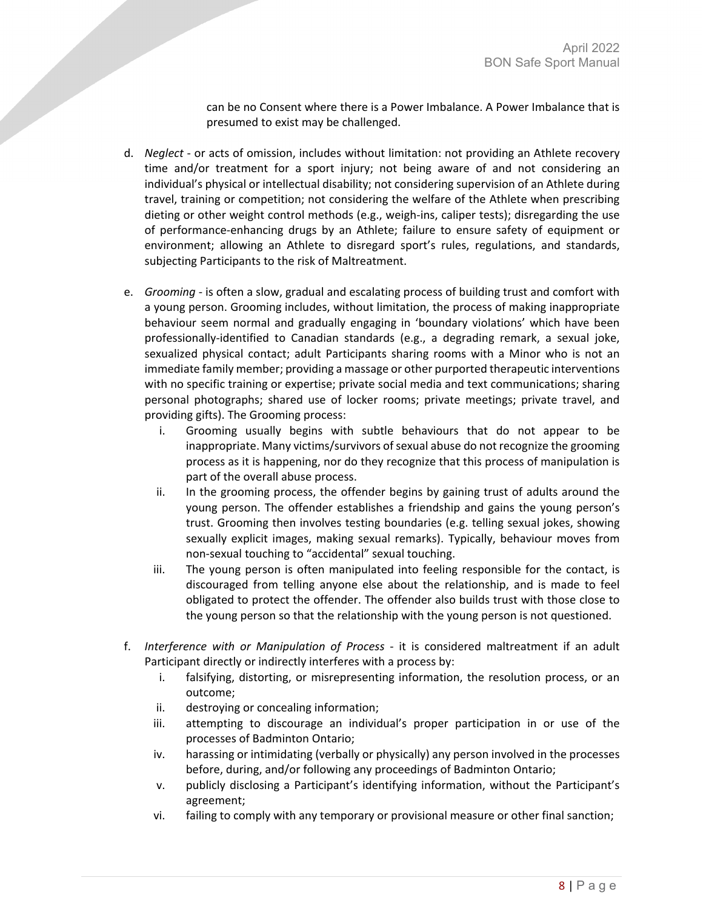can be no Consent where there is a Power Imbalance. A Power Imbalance that is presumed to exist may be challenged.

d. *Neglect* - or acts of omission, includes without limitation: not providing an Athlete recovery time and/or treatment for a sport injury; not being aware of and not considering an individual's physical or intellectual disability; not considering supervision of an Athlete during travel, training or competition; not considering the welfare of the Athlete when prescribing dieting or other weight control methods (e.g., weigh-ins, caliper tests); disregarding the use of performance-enhancing drugs by an Athlete; failure to ensure safety of equipment or environment; allowing an Athlete to disregard sport's rules, regulations, and standards, subjecting Participants to the risk of Maltreatment.

e. *Grooming* - is often a slow, gradual and escalating process of building trust and comfort with a young person. Grooming includes, without limitation, the process of making inappropriate behaviour seem normal and gradually engaging in 'boundary violations' which have been professionally-identified to Canadian standards (e.g., a degrading remark, a sexual joke, sexualized physical contact; adult Participants sharing rooms with a Minor who is not an immediate family member; providing a massage or other purported therapeutic interventions with no specific training or expertise; private social media and text communications; sharing personal photographs; shared use of locker rooms; private meetings; private travel, and providing gifts). The Grooming process:
   i. Grooming usually begins with subtle behaviours that do not appear to be inappropriate. Many victims/survivors of sexual abuse do not recognize the grooming process as it is happening, nor do they recognize that this process of manipulation is part of the overall abuse process.
   ii. In the grooming process, the offender begins by gaining trust of adults around the young person. The offender establishes a friendship and gains the young person's trust. Grooming then involves testing boundaries (e.g. telling sexual jokes, showing sexually explicit images, making sexual remarks). Typically, behaviour moves from non-sexual touching to "accidental" sexual touching.
   iii. The young person is often manipulated into feeling responsible for the contact, is discouraged from telling anyone else about the relationship, and is made to feel obligated to protect the offender. The offender also builds trust with those close to the young person so that the relationship with the young person is not questioned.

f. *Interference with or Manipulation of Process* - it is considered maltreatment if an adult Participant directly or indirectly interferes with a process by:
   i. falsifying, distorting, or misrepresenting information, the resolution process, or an outcome;
   ii. destroying or concealing information;
   iii. attempting to discourage an individual's proper participation in or use of the processes of Badminton Ontario;
   iv. harassing or intimidating (verbally or physically) any person involved in the processes before, during, and/or following any proceedings of Badminton Ontario;
   v. publicly disclosing a Participant's identifying information, without the Participant's agreement;
   vi. failing to comply with any temporary or provisional measure or other final sanction;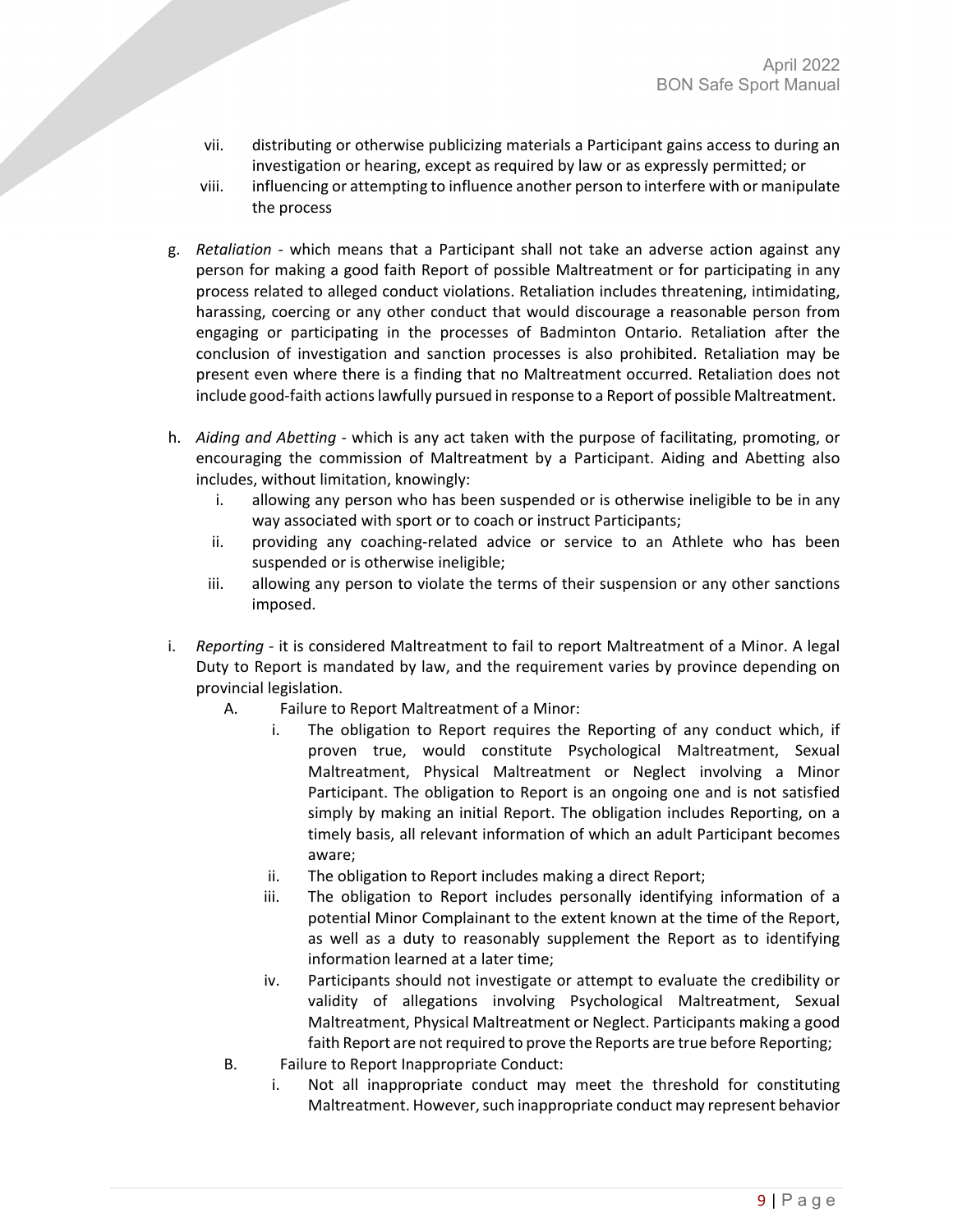- vii. distributing or otherwise publicizing materials a Participant gains access to during an investigation or hearing, except as required by law or as expressly permitted; or
   - viii. influencing or attempting to influence another person to interfere with or manipulate the process

g. *Retaliation* - which means that a Participant shall not take an adverse action against any person for making a good faith Report of possible Maltreatment or for participating in any process related to alleged conduct violations. Retaliation includes threatening, intimidating, harassing, coercing or any other conduct that would discourage a reasonable person from engaging or participating in the processes of Badminton Ontario. Retaliation after the conclusion of investigation and sanction processes is also prohibited. Retaliation may be present even where there is a finding that no Maltreatment occurred. Retaliation does not include good-faith actions lawfully pursued in response to a Report of possible Maltreatment.

h. *Aiding and Abetting* - which is any act taken with the purpose of facilitating, promoting, or encouraging the commission of Maltreatment by a Participant. Aiding and Abetting also includes, without limitation, knowingly:
   - i. allowing any person who has been suspended or is otherwise ineligible to be in any way associated with sport or to coach or instruct Participants;
   - ii. providing any coaching-related advice or service to an Athlete who has been suspended or is otherwise ineligible;
   - iii. allowing any person to violate the terms of their suspension or any other sanctions imposed.

i. *Reporting* - it is considered Maltreatment to fail to report Maltreatment of a Minor. A legal Duty to Report is mandated by law, and the requirement varies by province depending on provincial legislation.
   - A. Failure to Report Maltreatment of a Minor:
     - i. The obligation to Report requires the Reporting of any conduct which, if proven true, would constitute Psychological Maltreatment, Sexual Maltreatment, Physical Maltreatment or Neglect involving a Minor Participant. The obligation to Report is an ongoing one and is not satisfied simply by making an initial Report. The obligation includes Reporting, on a timely basis, all relevant information of which an adult Participant becomes aware;
     - ii. The obligation to Report includes making a direct Report;
     - iii. The obligation to Report includes personally identifying information of a potential Minor Complainant to the extent known at the time of the Report, as well as a duty to reasonably supplement the Report as to identifying information learned at a later time;
     - iv. Participants should not investigate or attempt to evaluate the credibility or validity of allegations involving Psychological Maltreatment, Sexual Maltreatment, Physical Maltreatment or Neglect. Participants making a good faith Report are not required to prove the Reports are true before Reporting;
   - B. Failure to Report Inappropriate Conduct:
     - i. Not all inappropriate conduct may meet the threshold for constituting Maltreatment. However, such inappropriate conduct may represent behavior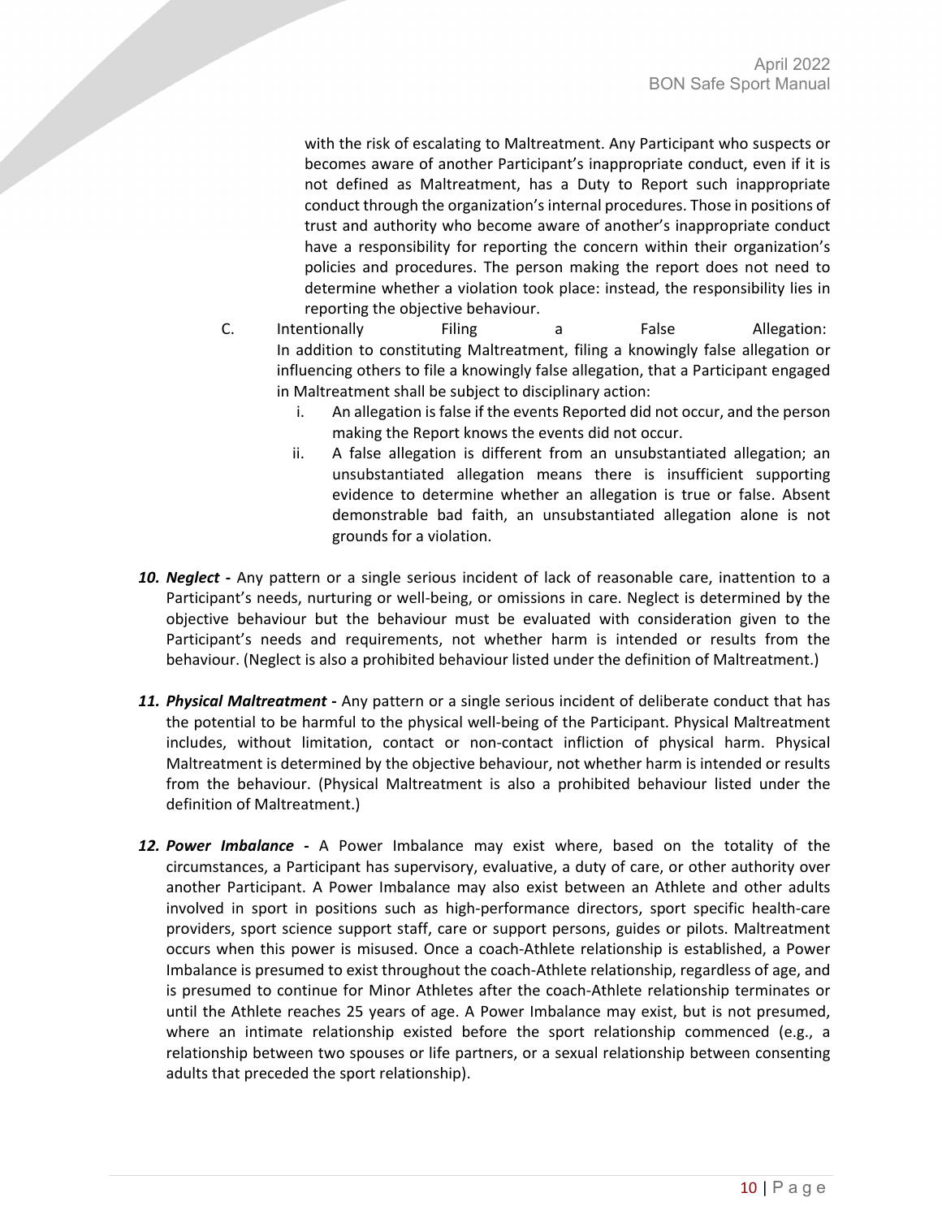with the risk of escalating to Maltreatment. Any Participant who suspects or becomes aware of another Participant's inappropriate conduct, even if it is not defined as Maltreatment, has a Duty to Report such inappropriate conduct through the organization's internal procedures. Those in positions of trust and authority who become aware of another's inappropriate conduct have a responsibility for reporting the concern within their organization's policies and procedures. The person making the report does not need to determine whether a violation took place: instead, the responsibility lies in reporting the objective behaviour.

C. Intentionally Filing a False Allegation: In addition to constituting Maltreatment, filing a knowingly false allegation or influencing others to file a knowingly false allegation, that a Participant engaged in Maltreatment shall be subject to disciplinary action:

   i. An allegation is false if the events Reported did not occur, and the person making the Report knows the events did not occur.
   ii. A false allegation is different from an unsubstantiated allegation; an unsubstantiated allegation means there is insufficient supporting evidence to determine whether an allegation is true or false. Absent demonstrable bad faith, an unsubstantiated allegation alone is not grounds for a violation.

10. ***Neglect -*** Any pattern or a single serious incident of lack of reasonable care, inattention to a Participant's needs, nurturing or well-being, or omissions in care. Neglect is determined by the objective behaviour but the behaviour must be evaluated with consideration given to the Participant's needs and requirements, not whether harm is intended or results from the behaviour. (Neglect is also a prohibited behaviour listed under the definition of Maltreatment.)

11. ***Physical Maltreatment -*** Any pattern or a single serious incident of deliberate conduct that has the potential to be harmful to the physical well-being of the Participant. Physical Maltreatment includes, without limitation, contact or non-contact infliction of physical harm. Physical Maltreatment is determined by the objective behaviour, not whether harm is intended or results from the behaviour. (Physical Maltreatment is also a prohibited behaviour listed under the definition of Maltreatment.)

12. ***Power Imbalance -*** A Power Imbalance may exist where, based on the totality of the circumstances, a Participant has supervisory, evaluative, a duty of care, or other authority over another Participant. A Power Imbalance may also exist between an Athlete and other adults involved in sport in positions such as high-performance directors, sport specific health-care providers, sport science support staff, care or support persons, guides or pilots. Maltreatment occurs when this power is misused. Once a coach-Athlete relationship is established, a Power Imbalance is presumed to exist throughout the coach-Athlete relationship, regardless of age, and is presumed to continue for Minor Athletes after the coach-Athlete relationship terminates or until the Athlete reaches 25 years of age. A Power Imbalance may exist, but is not presumed, where an intimate relationship existed before the sport relationship commenced (e.g., a relationship between two spouses or life partners, or a sexual relationship between consenting adults that preceded the sport relationship).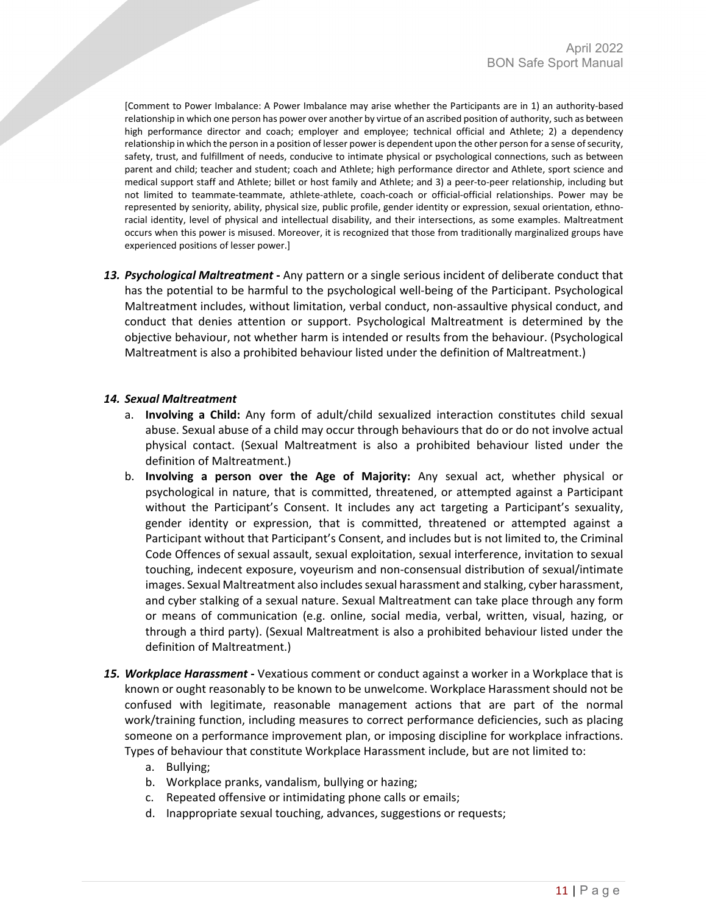[Comment to Power Imbalance: A Power Imbalance may arise whether the Participants are in 1) an authority-based relationship in which one person has power over another by virtue of an ascribed position of authority, such as between high performance director and coach; employer and employee; technical official and Athlete; 2) a dependency relationship in which the person in a position of lesser power is dependent upon the other person for a sense of security, safety, trust, and fulfillment of needs, conducive to intimate physical or psychological connections, such as between parent and child; teacher and student; coach and Athlete; high performance director and Athlete, sport science and medical support staff and Athlete; billet or host family and Athlete; and 3) a peer-to-peer relationship, including but not limited to teammate-teammate, athlete-athlete, coach-coach or official-official relationships. Power may be represented by seniority, ability, physical size, public profile, gender identity or expression, sexual orientation, ethno-racial identity, level of physical and intellectual disability, and their intersections, as some examples. Maltreatment occurs when this power is misused. Moreover, it is recognized that those from traditionally marginalized groups have experienced positions of lesser power.]

13. ***Psychological Maltreatment* -** Any pattern or a single serious incident of deliberate conduct that has the potential to be harmful to the psychological well-being of the Participant. Psychological Maltreatment includes, without limitation, verbal conduct, non-assaultive physical conduct, and conduct that denies attention or support. Psychological Maltreatment is determined by the objective behaviour, not whether harm is intended or results from the behaviour. (Psychological Maltreatment is also a prohibited behaviour listed under the definition of Maltreatment.)

14. ***Sexual Maltreatment***
    a. **Involving a Child:** Any form of adult/child sexualized interaction constitutes child sexual abuse. Sexual abuse of a child may occur through behaviours that do or do not involve actual physical contact. (Sexual Maltreatment is also a prohibited behaviour listed under the definition of Maltreatment.)
    b. **Involving a person over the Age of Majority:** Any sexual act, whether physical or psychological in nature, that is committed, threatened, or attempted against a Participant without the Participant's Consent. It includes any act targeting a Participant's sexuality, gender identity or expression, that is committed, threatened or attempted against a Participant without that Participant's Consent, and includes but is not limited to, the Criminal Code Offences of sexual assault, sexual exploitation, sexual interference, invitation to sexual touching, indecent exposure, voyeurism and non-consensual distribution of sexual/intimate images. Sexual Maltreatment also includes sexual harassment and stalking, cyber harassment, and cyber stalking of a sexual nature. Sexual Maltreatment can take place through any form or means of communication (e.g. online, social media, verbal, written, visual, hazing, or through a third party). (Sexual Maltreatment is also a prohibited behaviour listed under the definition of Maltreatment.)

15. ***Workplace Harassment* -** Vexatious comment or conduct against a worker in a Workplace that is known or ought reasonably to be known to be unwelcome. Workplace Harassment should not be confused with legitimate, reasonable management actions that are part of the normal work/training function, including measures to correct performance deficiencies, such as placing someone on a performance improvement plan, or imposing discipline for workplace infractions. Types of behaviour that constitute Workplace Harassment include, but are not limited to:
    a. Bullying;
    b. Workplace pranks, vandalism, bullying or hazing;
    c. Repeated offensive or intimidating phone calls or emails;
    d. Inappropriate sexual touching, advances, suggestions or requests;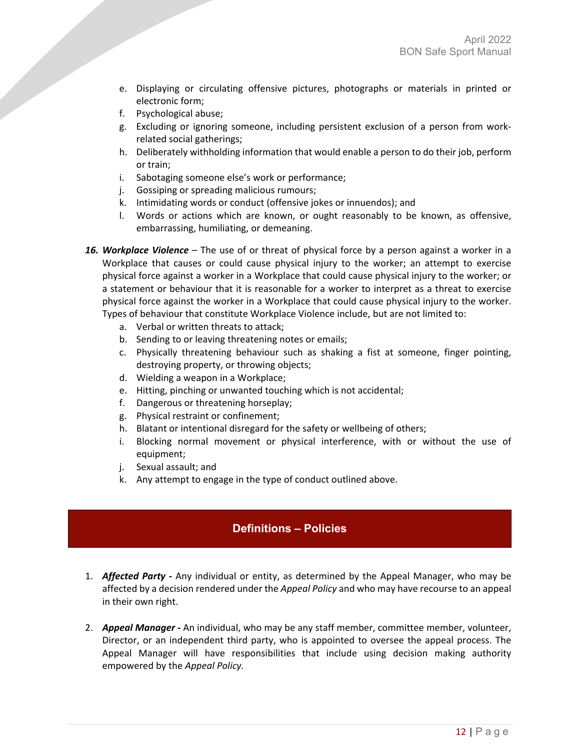e. Displaying or circulating offensive pictures, photographs or materials in printed or electronic form;
   f. Psychological abuse;
   g. Excluding or ignoring someone, including persistent exclusion of a person from work-related social gatherings;
   h. Deliberately withholding information that would enable a person to do their job, perform or train;
   i. Sabotaging someone else's work or performance;
   j. Gossiping or spreading malicious rumours;
   k. Intimidating words or conduct (offensive jokes or innuendos); and
   l. Words or actions which are known, or ought reasonably to be known, as offensive, embarrassing, humiliating, or demeaning.

16. ***Workplace Violence*** – The use of or threat of physical force by a person against a worker in a Workplace that causes or could cause physical injury to the worker; an attempt to exercise physical force against a worker in a Workplace that could cause physical injury to the worker; or a statement or behaviour that it is reasonable for a worker to interpret as a threat to exercise physical force against the worker in a Workplace that could cause physical injury to the worker. Types of behaviour that constitute Workplace Violence include, but are not limited to:
   a. Verbal or written threats to attack;
   b. Sending to or leaving threatening notes or emails;
   c. Physically threatening behaviour such as shaking a fist at someone, finger pointing, destroying property, or throwing objects;
   d. Wielding a weapon in a Workplace;
   e. Hitting, pinching or unwanted touching which is not accidental;
   f. Dangerous or threatening horseplay;
   g. Physical restraint or confinement;
   h. Blatant or intentional disregard for the safety or wellbeing of others;
   i. Blocking normal movement or physical interference, with or without the use of equipment;
   j. Sexual assault; and
   k. Any attempt to engage in the type of conduct outlined above.

## Definitions – Policies

1. ***Affected Party*** **-** Any individual or entity, as determined by the Appeal Manager, who may be affected by a decision rendered under the *Appeal Policy* and who may have recourse to an appeal in their own right.

2. ***Appeal Manager*** **-** An individual, who may be any staff member, committee member, volunteer, Director, or an independent third party, who is appointed to oversee the appeal process. The Appeal Manager will have responsibilities that include using decision making authority empowered by the *Appeal Policy.*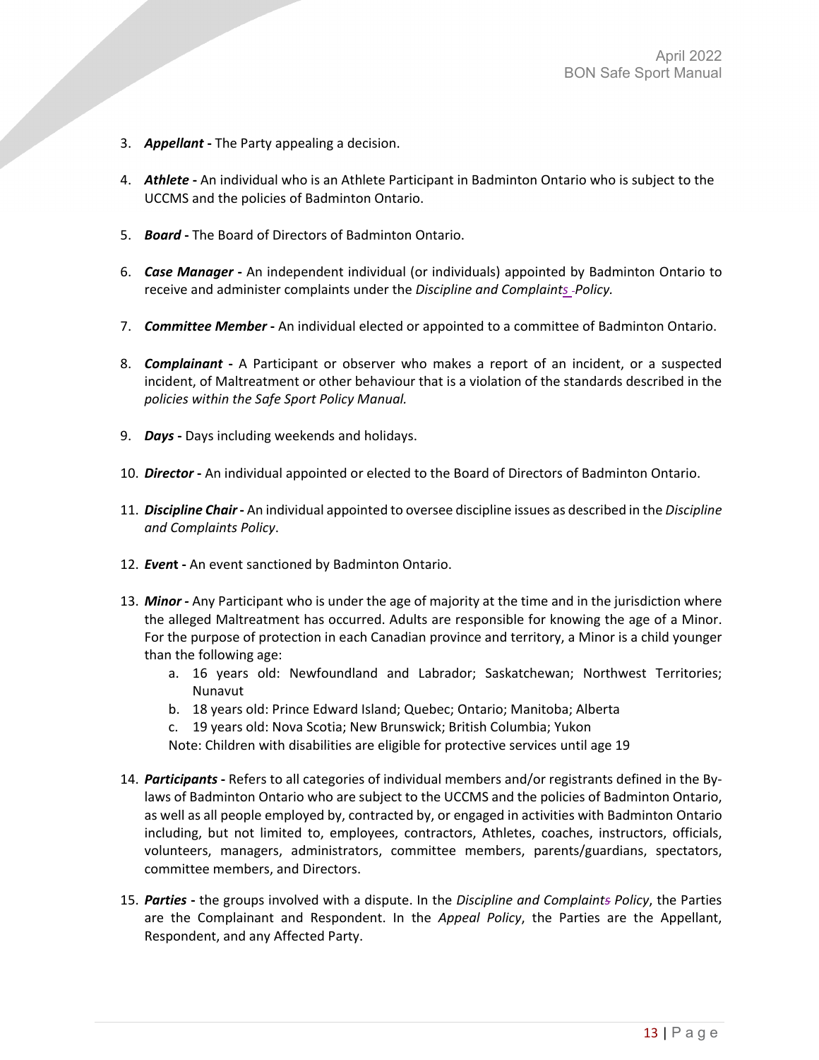3. ***Appellant*** **-** The Party appealing a decision.

4. ***Athlete*** **-** An individual who is an Athlete Participant in Badminton Ontario who is subject to the UCCMS and the policies of Badminton Ontario.

5. ***Board*** **-** The Board of Directors of Badminton Ontario.

6. ***Case Manager*** **-** An independent individual (or individuals) appointed by Badminton Ontario to receive and administer complaints under the *Discipline and Complaints Policy.*

7. ***Committee Member*** **-** An individual elected or appointed to a committee of Badminton Ontario.

8. ***Complainant*** **-** A Participant or observer who makes a report of an incident, or a suspected incident, of Maltreatment or other behaviour that is a violation of the standards described in the *policies within the Safe Sport Policy Manual.*

9. ***Days*** **-** Days including weekends and holidays.

10. ***Director*** **-** An individual appointed or elected to the Board of Directors of Badminton Ontario.

11. ***Discipline Chair*** **-** An individual appointed to oversee discipline issues as described in the *Discipline and Complaints Policy*.

12. ***Event*** **-** An event sanctioned by Badminton Ontario.

13. ***Minor*** **-** Any Participant who is under the age of majority at the time and in the jurisdiction where the alleged Maltreatment has occurred. Adults are responsible for knowing the age of a Minor. For the purpose of protection in each Canadian province and territory, a Minor is a child younger than the following age:
    a. 16 years old: Newfoundland and Labrador; Saskatchewan; Northwest Territories; Nunavut
    b. 18 years old: Prince Edward Island; Quebec; Ontario; Manitoba; Alberta
    c. 19 years old: Nova Scotia; New Brunswick; British Columbia; Yukon

    Note: Children with disabilities are eligible for protective services until age 19

14. ***Participants*** **-** Refers to all categories of individual members and/or registrants defined in the By-laws of Badminton Ontario who are subject to the UCCMS and the policies of Badminton Ontario, as well as all people employed by, contracted by, or engaged in activities with Badminton Ontario including, but not limited to, employees, contractors, Athletes, coaches, instructors, officials, volunteers, managers, administrators, committee members, parents/guardians, spectators, committee members, and Directors.

15. ***Parties*** **-** the groups involved with a dispute. In the *Discipline and Complaints Policy*, the Parties are the Complainant and Respondent. In the *Appeal Policy*, the Parties are the Appellant, Respondent, and any Affected Party.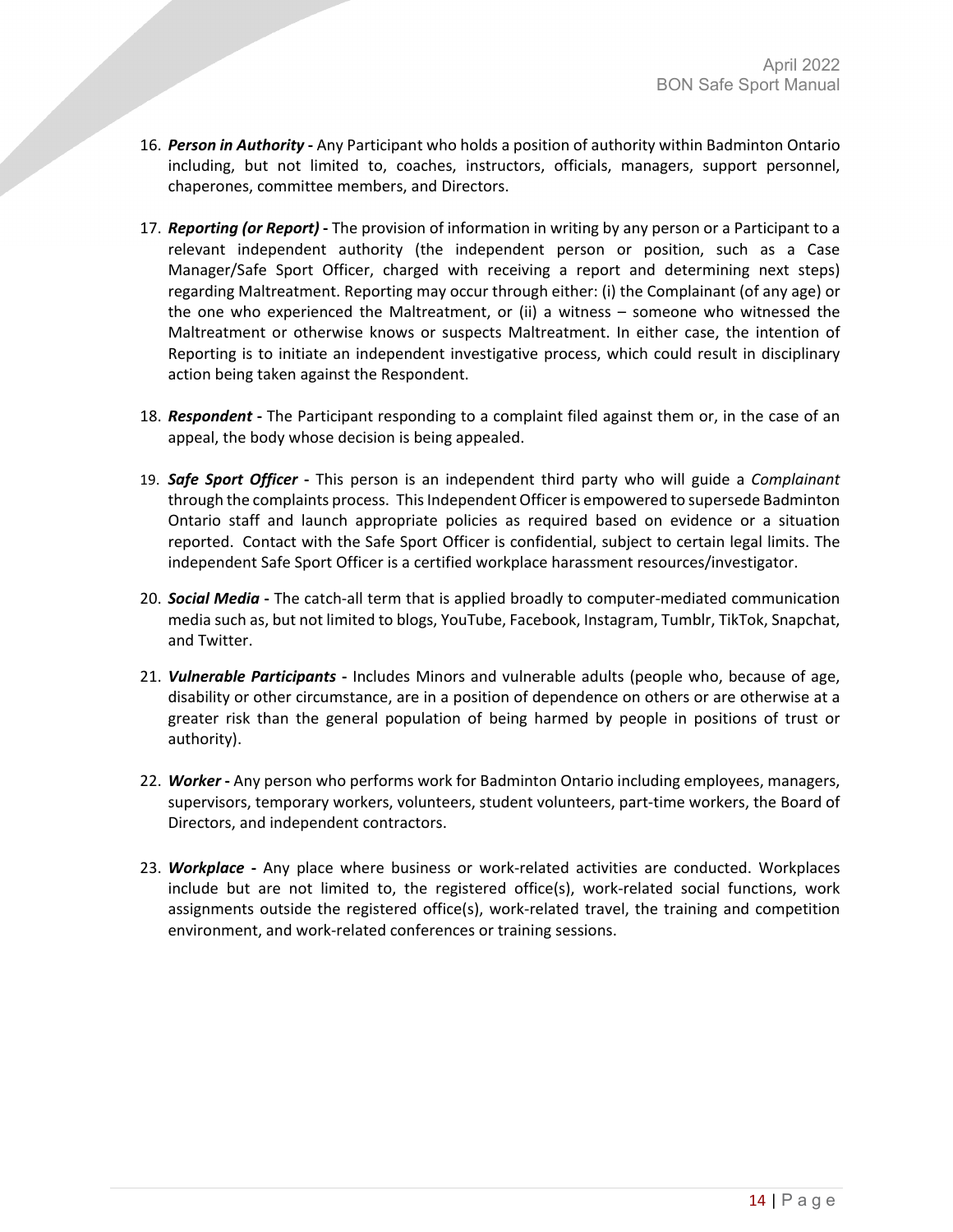16. ***Person in Authority*** **-** Any Participant who holds a position of authority within Badminton Ontario including, but not limited to, coaches, instructors, officials, managers, support personnel, chaperones, committee members, and Directors.

17. ***Reporting (or Report)*** **-** The provision of information in writing by any person or a Participant to a relevant independent authority (the independent person or position, such as a Case Manager/Safe Sport Officer, charged with receiving a report and determining next steps) regarding Maltreatment. Reporting may occur through either: (i) the Complainant (of any age) or the one who experienced the Maltreatment, or (ii) a witness – someone who witnessed the Maltreatment or otherwise knows or suspects Maltreatment. In either case, the intention of Reporting is to initiate an independent investigative process, which could result in disciplinary action being taken against the Respondent.

18. ***Respondent*** **-** The Participant responding to a complaint filed against them or, in the case of an appeal, the body whose decision is being appealed.

19. ***Safe Sport Officer*** **-** This person is an independent third party who will guide a *Complainant* through the complaints process. This Independent Officer is empowered to supersede Badminton Ontario staff and launch appropriate policies as required based on evidence or a situation reported. Contact with the Safe Sport Officer is confidential, subject to certain legal limits. The independent Safe Sport Officer is a certified workplace harassment resources/investigator.

20. ***Social Media*** **-** The catch-all term that is applied broadly to computer-mediated communication media such as, but not limited to blogs, YouTube, Facebook, Instagram, Tumblr, TikTok, Snapchat, and Twitter.

21. ***Vulnerable Participants*** **-** Includes Minors and vulnerable adults (people who, because of age, disability or other circumstance, are in a position of dependence on others or are otherwise at a greater risk than the general population of being harmed by people in positions of trust or authority).

22. ***Worker*** **-** Any person who performs work for Badminton Ontario including employees, managers, supervisors, temporary workers, volunteers, student volunteers, part-time workers, the Board of Directors, and independent contractors.

23. ***Workplace*** **-** Any place where business or work-related activities are conducted. Workplaces include but are not limited to, the registered office(s), work-related social functions, work assignments outside the registered office(s), work-related travel, the training and competition environment, and work-related conferences or training sessions.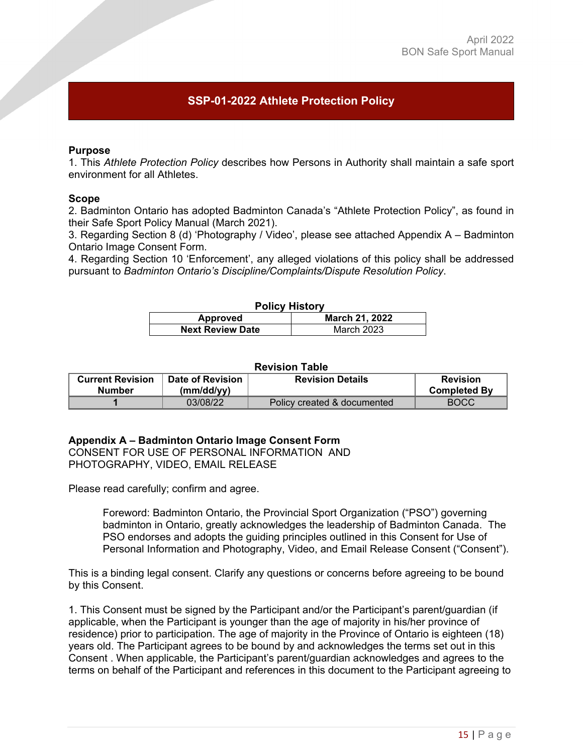## SSP-01-2022 Athlete Protection Policy

**Purpose**

1. This *Athlete Protection Policy* describes how Persons in Authority shall maintain a safe sport environment for all Athletes.

**Scope**

2. Badminton Ontario has adopted Badminton Canada's "Athlete Protection Policy", as found in their Safe Sport Policy Manual (March 2021).
3. Regarding Section 8 (d) 'Photography / Video', please see attached Appendix A – Badminton Ontario Image Consent Form.
4. Regarding Section 10 'Enforcement', any alleged violations of this policy shall be addressed pursuant to *Badminton Ontario's Discipline/Complaints/Dispute Resolution Policy*.

**Policy History**

| **Approved** | **March 21, 2022** |
|---|---|
| **Next Review Date** | March 2023 |

**Revision Table**

| Current Revision Number | Date of Revision (mm/dd/yy) | Revision Details | Revision Completed By |
|---|---|---|---|
| **1** | 03/08/22 | Policy created & documented | BOCC |

**Appendix A – Badminton Ontario Image Consent Form**

CONSENT FOR USE OF PERSONAL INFORMATION AND PHOTOGRAPHY, VIDEO, EMAIL RELEASE

Please read carefully; confirm and agree.

> Foreword: Badminton Ontario, the Provincial Sport Organization ("PSO") governing badminton in Ontario, greatly acknowledges the leadership of Badminton Canada. The PSO endorses and adopts the guiding principles outlined in this Consent for Use of Personal Information and Photography, Video, and Email Release Consent ("Consent").

This is a binding legal consent. Clarify any questions or concerns before agreeing to be bound by this Consent.

1. This Consent must be signed by the Participant and/or the Participant's parent/guardian (if applicable, when the Participant is younger than the age of majority in his/her province of residence) prior to participation. The age of majority in the Province of Ontario is eighteen (18) years old. The Participant agrees to be bound by and acknowledges the terms set out in this Consent . When applicable, the Participant's parent/guardian acknowledges and agrees to the terms on behalf of the Participant and references in this document to the Participant agreeing to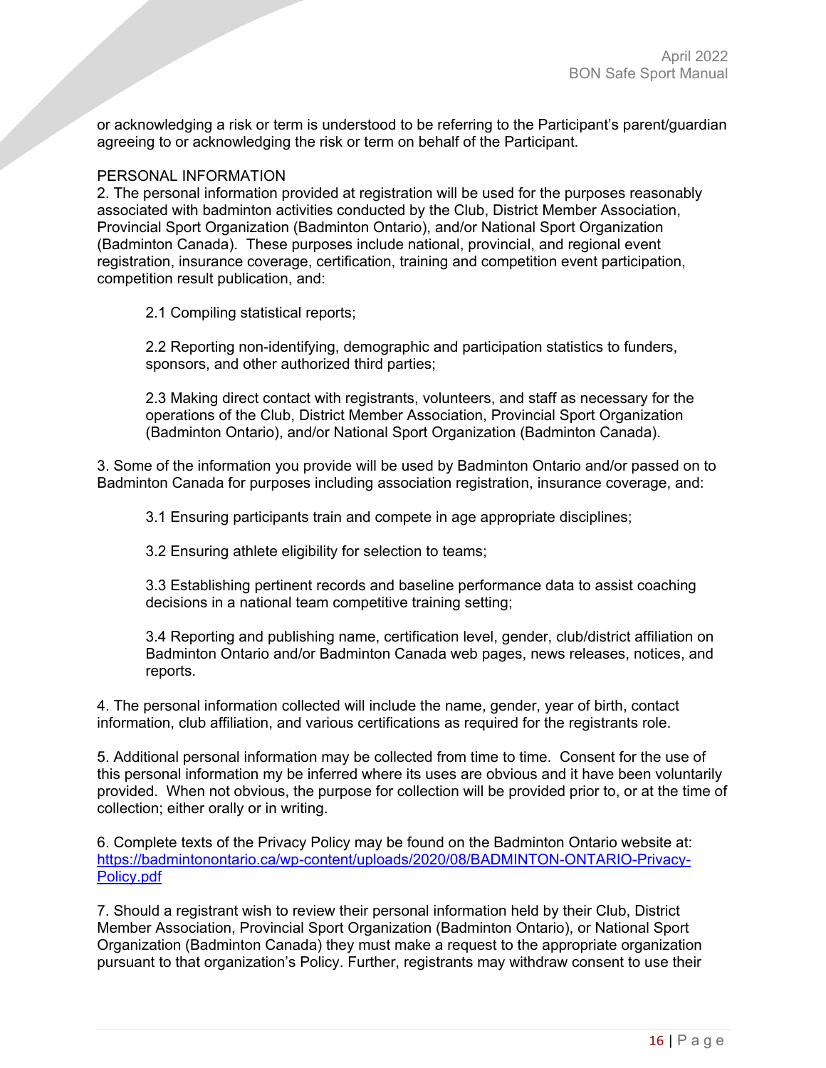or acknowledging a risk or term is understood to be referring to the Participant's parent/guardian agreeing to or acknowledging the risk or term on behalf of the Participant.

PERSONAL INFORMATION

2. The personal information provided at registration will be used for the purposes reasonably associated with badminton activities conducted by the Club, District Member Association, Provincial Sport Organization (Badminton Ontario), and/or National Sport Organization (Badminton Canada). These purposes include national, provincial, and regional event registration, insurance coverage, certification, training and competition event participation, competition result publication, and:

> 2.1 Compiling statistical reports;
>
> 2.2 Reporting non-identifying, demographic and participation statistics to funders, sponsors, and other authorized third parties;
>
> 2.3 Making direct contact with registrants, volunteers, and staff as necessary for the operations of the Club, District Member Association, Provincial Sport Organization (Badminton Ontario), and/or National Sport Organization (Badminton Canada).

3. Some of the information you provide will be used by Badminton Ontario and/or passed on to Badminton Canada for purposes including association registration, insurance coverage, and:

> 3.1 Ensuring participants train and compete in age appropriate disciplines;
>
> 3.2 Ensuring athlete eligibility for selection to teams;
>
> 3.3 Establishing pertinent records and baseline performance data to assist coaching decisions in a national team competitive training setting;
>
> 3.4 Reporting and publishing name, certification level, gender, club/district affiliation on Badminton Ontario and/or Badminton Canada web pages, news releases, notices, and reports.

4. The personal information collected will include the name, gender, year of birth, contact information, club affiliation, and various certifications as required for the registrants role.

5. Additional personal information may be collected from time to time. Consent for the use of this personal information my be inferred where its uses are obvious and it have been voluntarily provided. When not obvious, the purpose for collection will be provided prior to, or at the time of collection; either orally or in writing.

6. Complete texts of the Privacy Policy may be found on the Badminton Ontario website at: [https://badmintonontario.ca/wp-content/uploads/2020/08/BADMINTON-ONTARIO-Privacy-Policy.pdf](https://badmintonontario.ca/wp-content/uploads/2020/08/BADMINTON-ONTARIO-Privacy-Policy.pdf)

7. Should a registrant wish to review their personal information held by their Club, District Member Association, Provincial Sport Organization (Badminton Ontario), or National Sport Organization (Badminton Canada) they must make a request to the appropriate organization pursuant to that organization's Policy. Further, registrants may withdraw consent to use their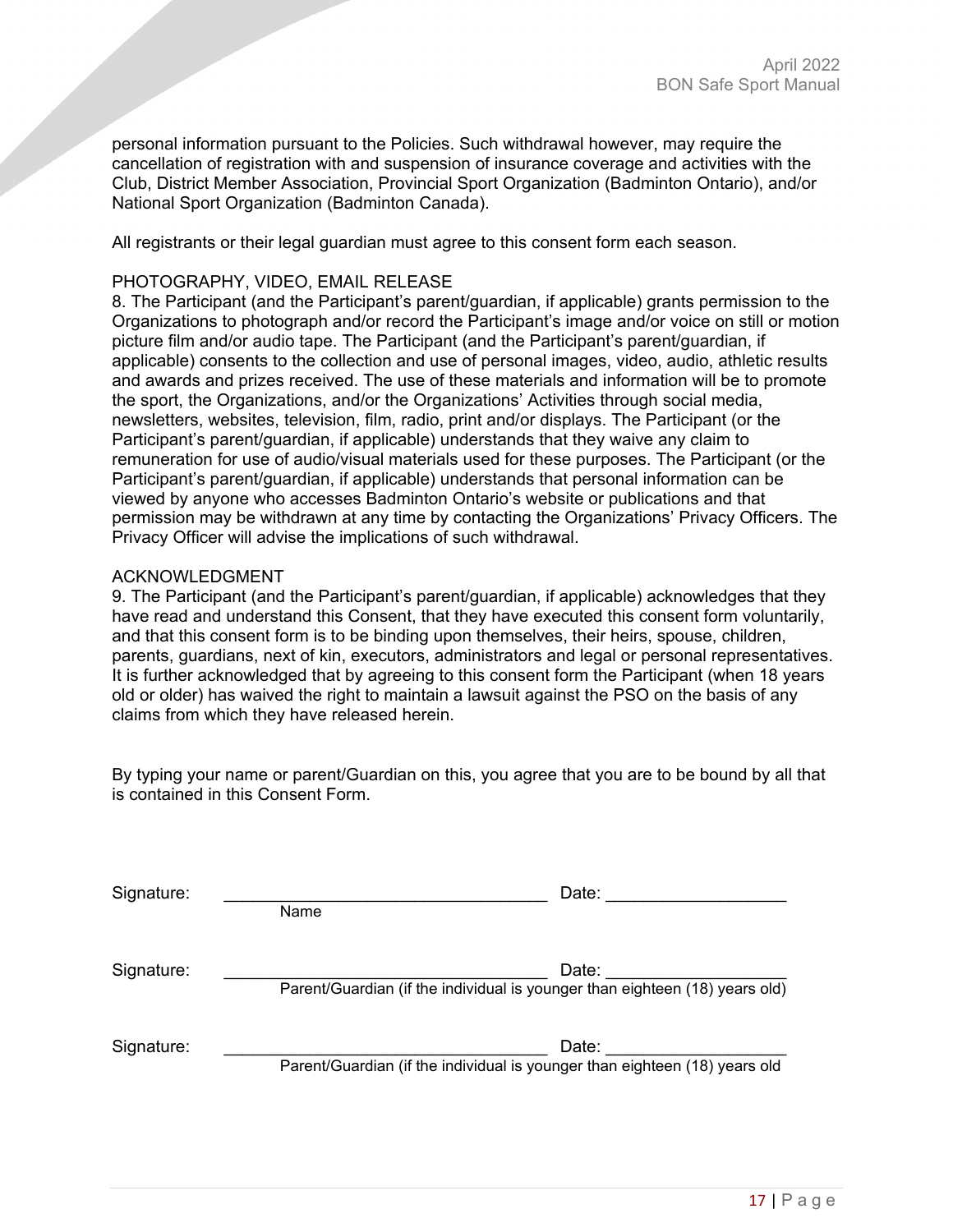personal information pursuant to the Policies. Such withdrawal however, may require the cancellation of registration with and suspension of insurance coverage and activities with the Club, District Member Association, Provincial Sport Organization (Badminton Ontario), and/or National Sport Organization (Badminton Canada).

All registrants or their legal guardian must agree to this consent form each season.

PHOTOGRAPHY, VIDEO, EMAIL RELEASE

8. The Participant (and the Participant's parent/guardian, if applicable) grants permission to the Organizations to photograph and/or record the Participant's image and/or voice on still or motion picture film and/or audio tape. The Participant (and the Participant's parent/guardian, if applicable) consents to the collection and use of personal images, video, audio, athletic results and awards and prizes received. The use of these materials and information will be to promote the sport, the Organizations, and/or the Organizations' Activities through social media, newsletters, websites, television, film, radio, print and/or displays. The Participant (or the Participant's parent/guardian, if applicable) understands that they waive any claim to remuneration for use of audio/visual materials used for these purposes. The Participant (or the Participant's parent/guardian, if applicable) understands that personal information can be viewed by anyone who accesses Badminton Ontario's website or publications and that permission may be withdrawn at any time by contacting the Organizations' Privacy Officers. The Privacy Officer will advise the implications of such withdrawal.

ACKNOWLEDGMENT

9. The Participant (and the Participant's parent/guardian, if applicable) acknowledges that they have read and understand this Consent, that they have executed this consent form voluntarily, and that this consent form is to be binding upon themselves, their heirs, spouse, children, parents, guardians, next of kin, executors, administrators and legal or personal representatives. It is further acknowledged that by agreeing to this consent form the Participant (when 18 years old or older) has waived the right to maintain a lawsuit against the PSO on the basis of any claims from which they have released herein.

By typing your name or parent/Guardian on this, you agree that you are to be bound by all that is contained in this Consent Form.

Signature: ___________________________________ Date: ___________________
Name

Signature: ___________________________________ Date: ___________________
Parent/Guardian (if the individual is younger than eighteen (18) years old)

Signature: ___________________________________ Date: ___________________
Parent/Guardian (if the individual is younger than eighteen (18) years old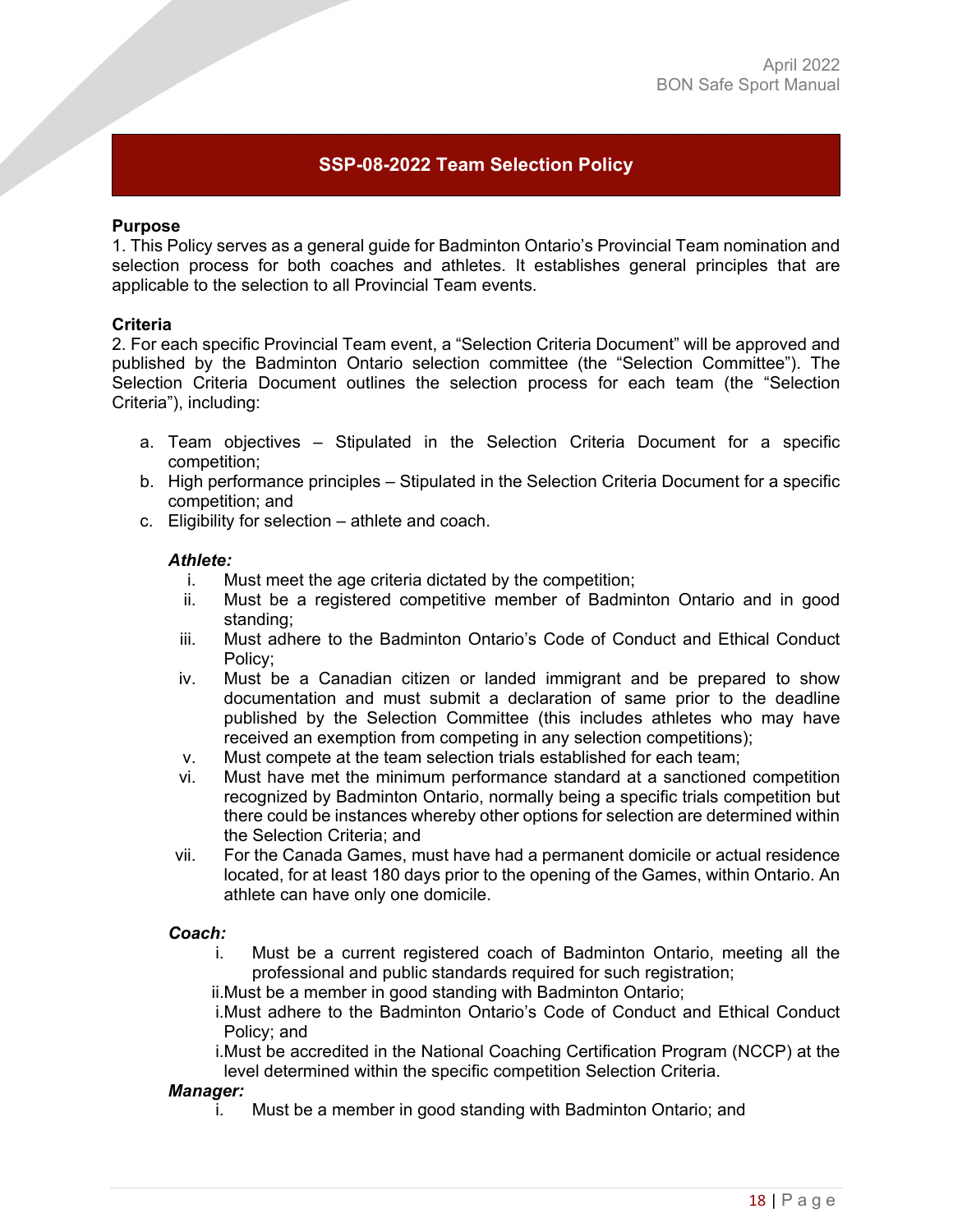## SSP-08-2022 Team Selection Policy

**Purpose**

1. This Policy serves as a general guide for Badminton Ontario's Provincial Team nomination and selection process for both coaches and athletes. It establishes general principles that are applicable to the selection to all Provincial Team events.

**Criteria**

2. For each specific Provincial Team event, a "Selection Criteria Document" will be approved and published by the Badminton Ontario selection committee (the "Selection Committee"). The Selection Criteria Document outlines the selection process for each team (the "Selection Criteria"), including:

   a. Team objectives – Stipulated in the Selection Criteria Document for a specific competition;
   b. High performance principles – Stipulated in the Selection Criteria Document for a specific competition; and
   c. Eligibility for selection – athlete and coach.

   ***Athlete:***

   i. Must meet the age criteria dictated by the competition;
   ii. Must be a registered competitive member of Badminton Ontario and in good standing;
   iii. Must adhere to the Badminton Ontario's Code of Conduct and Ethical Conduct Policy;
   iv. Must be a Canadian citizen or landed immigrant and be prepared to show documentation and must submit a declaration of same prior to the deadline published by the Selection Committee (this includes athletes who may have received an exemption from competing in any selection competitions);
   v. Must compete at the team selection trials established for each team;
   vi. Must have met the minimum performance standard at a sanctioned competition recognized by Badminton Ontario, normally being a specific trials competition but there could be instances whereby other options for selection are determined within the Selection Criteria; and
   vii. For the Canada Games, must have had a permanent domicile or actual residence located, for at least 180 days prior to the opening of the Games, within Ontario. An athlete can have only one domicile.

   ***Coach:***

   i. Must be a current registered coach of Badminton Ontario, meeting all the professional and public standards required for such registration;
   ii. Must be a member in good standing with Badminton Ontario;
   i. Must adhere to the Badminton Ontario's Code of Conduct and Ethical Conduct Policy; and
   i. Must be accredited in the National Coaching Certification Program (NCCP) at the level determined within the specific competition Selection Criteria.

   ***Manager:***

   i. Must be a member in good standing with Badminton Ontario; and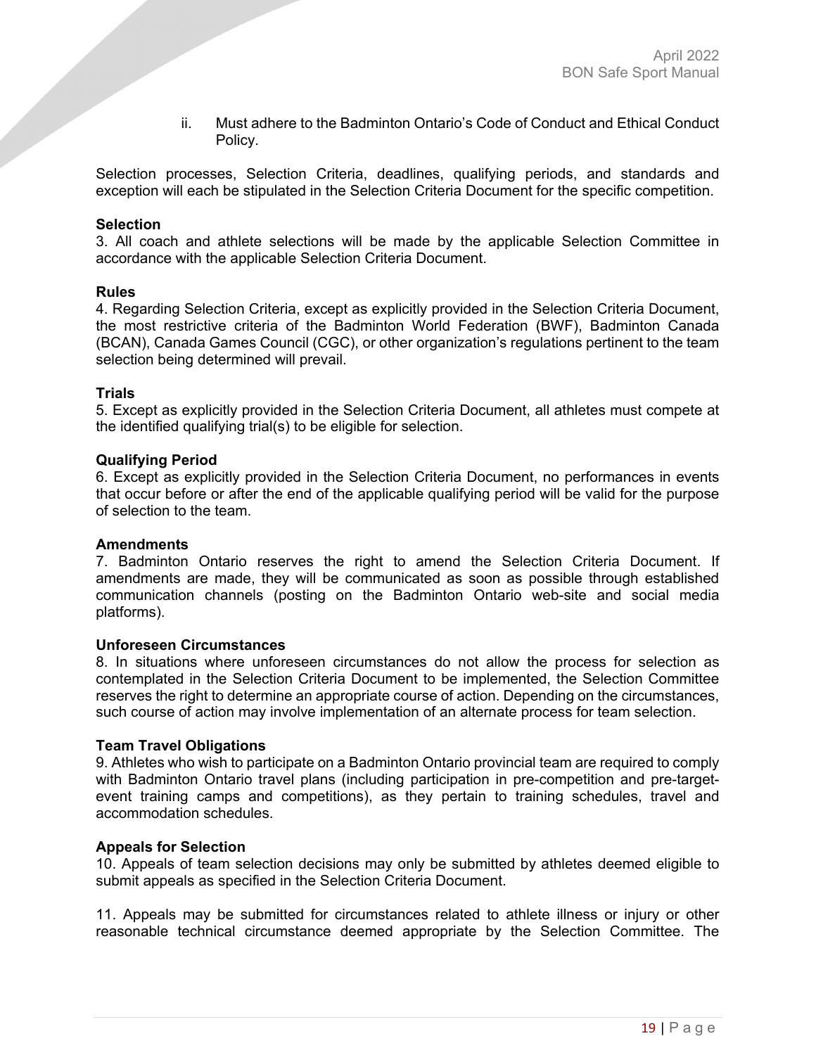ii. Must adhere to the Badminton Ontario's Code of Conduct and Ethical Conduct Policy.

Selection processes, Selection Criteria, deadlines, qualifying periods, and standards and exception will each be stipulated in the Selection Criteria Document for the specific competition.

**Selection**

3. All coach and athlete selections will be made by the applicable Selection Committee in accordance with the applicable Selection Criteria Document.

**Rules**

4. Regarding Selection Criteria, except as explicitly provided in the Selection Criteria Document, the most restrictive criteria of the Badminton World Federation (BWF), Badminton Canada (BCAN), Canada Games Council (CGC), or other organization's regulations pertinent to the team selection being determined will prevail.

**Trials**

5. Except as explicitly provided in the Selection Criteria Document, all athletes must compete at the identified qualifying trial(s) to be eligible for selection.

**Qualifying Period**

6. Except as explicitly provided in the Selection Criteria Document, no performances in events that occur before or after the end of the applicable qualifying period will be valid for the purpose of selection to the team.

**Amendments**

7. Badminton Ontario reserves the right to amend the Selection Criteria Document. If amendments are made, they will be communicated as soon as possible through established communication channels (posting on the Badminton Ontario web-site and social media platforms).

**Unforeseen Circumstances**

8. In situations where unforeseen circumstances do not allow the process for selection as contemplated in the Selection Criteria Document to be implemented, the Selection Committee reserves the right to determine an appropriate course of action. Depending on the circumstances, such course of action may involve implementation of an alternate process for team selection.

**Team Travel Obligations**

9. Athletes who wish to participate on a Badminton Ontario provincial team are required to comply with Badminton Ontario travel plans (including participation in pre-competition and pre-target-event training camps and competitions), as they pertain to training schedules, travel and accommodation schedules.

**Appeals for Selection**

10. Appeals of team selection decisions may only be submitted by athletes deemed eligible to submit appeals as specified in the Selection Criteria Document.

11. Appeals may be submitted for circumstances related to athlete illness or injury or other reasonable technical circumstance deemed appropriate by the Selection Committee. The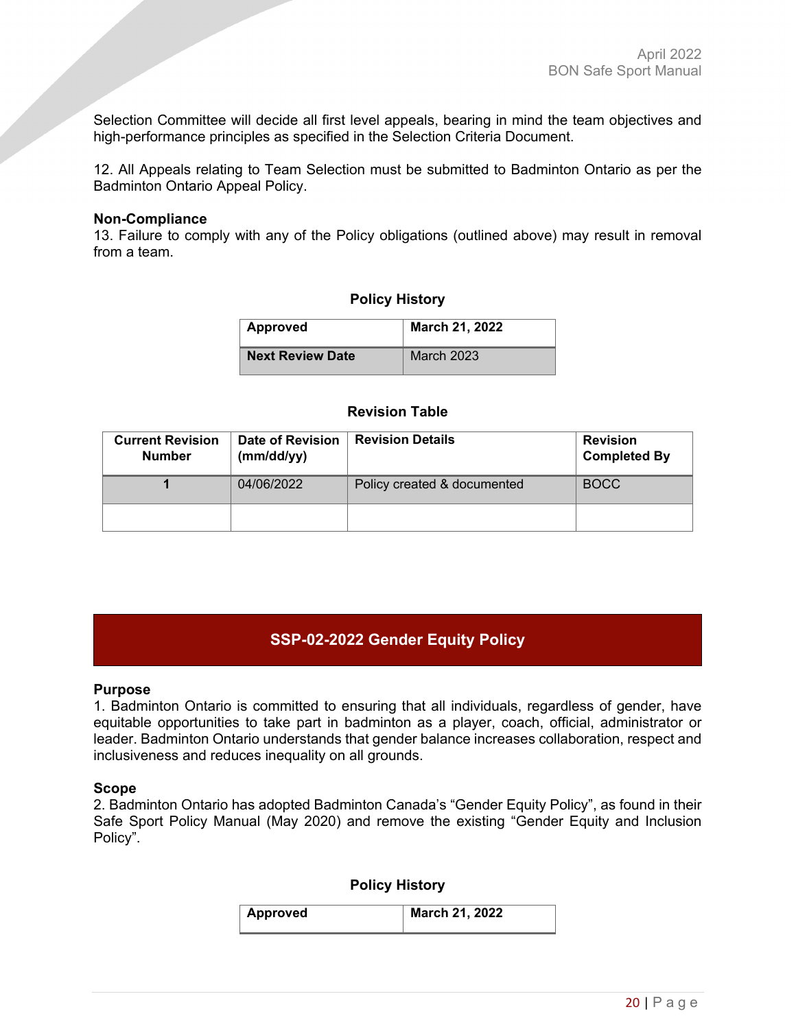Selection Committee will decide all first level appeals, bearing in mind the team objectives and high-performance principles as specified in the Selection Criteria Document.

12. All Appeals relating to Team Selection must be submitted to Badminton Ontario as per the Badminton Ontario Appeal Policy.

**Non-Compliance**
13. Failure to comply with any of the Policy obligations (outlined above) may result in removal from a team.

**Policy History**

| **Approved** | **March 21, 2022** |
|---|---|
| **Next Review Date** | March 2023 |

**Revision Table**

| Current Revision Number | Date of Revision (mm/dd/yy) | Revision Details | Revision Completed By |
|---|---|---|---|
| 1 | 04/06/2022 | Policy created & documented | BOCC |
| | | | |

## SSP-02-2022 Gender Equity Policy

**Purpose**
1. Badminton Ontario is committed to ensuring that all individuals, regardless of gender, have equitable opportunities to take part in badminton as a player, coach, official, administrator or leader. Badminton Ontario understands that gender balance increases collaboration, respect and inclusiveness and reduces inequality on all grounds.

**Scope**
2. Badminton Ontario has adopted Badminton Canada's "Gender Equity Policy", as found in their Safe Sport Policy Manual (May 2020) and remove the existing "Gender Equity and Inclusion Policy".

**Policy History**

| **Approved** | **March 21, 2022** |
|---|---|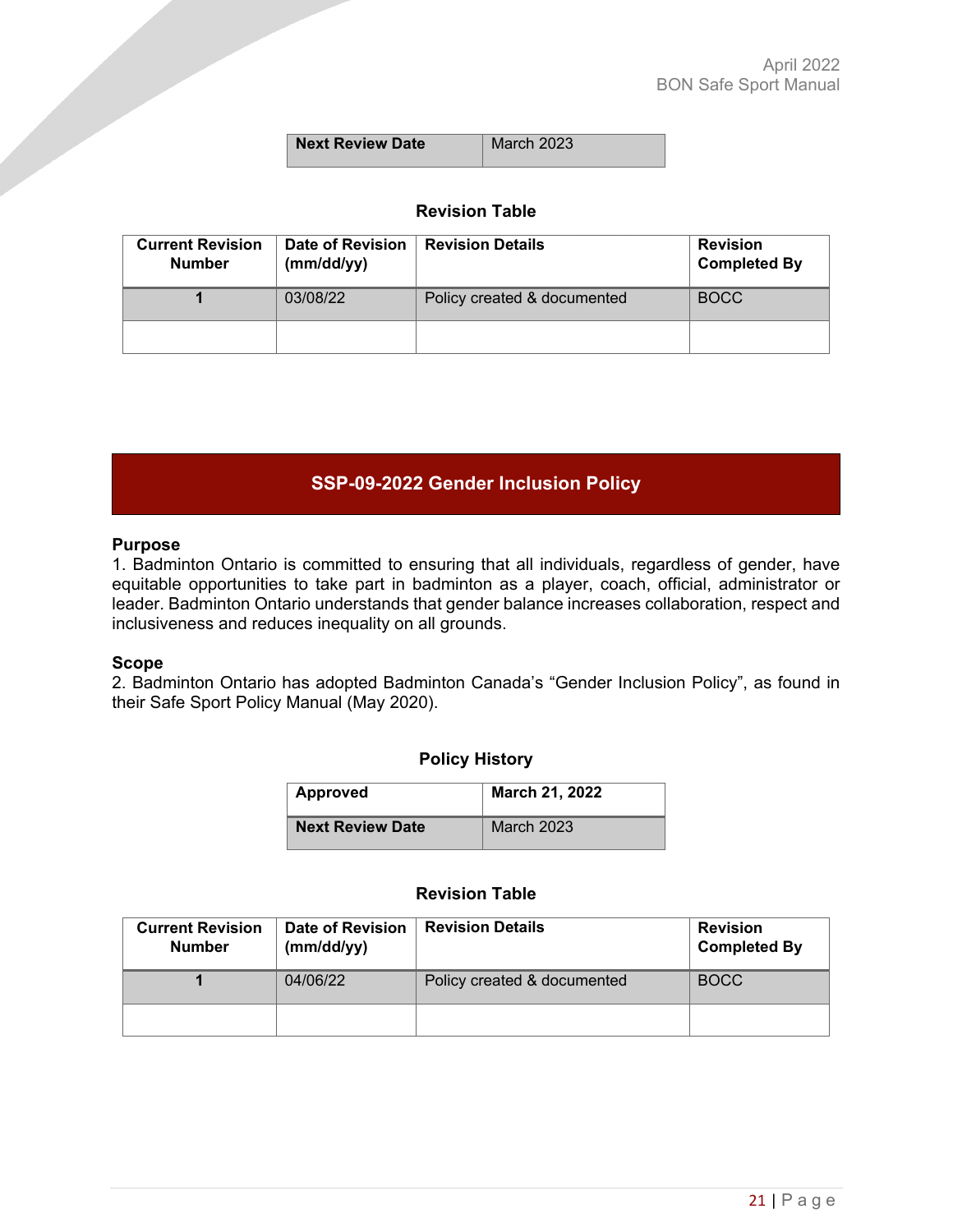| Next Review Date | March 2023 |
|---|---|

**Revision Table**

| Current Revision Number | Date of Revision (mm/dd/yy) | Revision Details | Revision Completed By |
|---|---|---|---|
| 1 | 03/08/22 | Policy created & documented | BOCC |
| | | | |

## SSP-09-2022 Gender Inclusion Policy

**Purpose**

1. Badminton Ontario is committed to ensuring that all individuals, regardless of gender, have equitable opportunities to take part in badminton as a player, coach, official, administrator or leader. Badminton Ontario understands that gender balance increases collaboration, respect and inclusiveness and reduces inequality on all grounds.

**Scope**

2. Badminton Ontario has adopted Badminton Canada's "Gender Inclusion Policy", as found in their Safe Sport Policy Manual (May 2020).

**Policy History**

| Approved | March 21, 2022 |
|---|---|
| Next Review Date | March 2023 |

**Revision Table**

| Current Revision Number | Date of Revision (mm/dd/yy) | Revision Details | Revision Completed By |
|---|---|---|---|
| 1 | 04/06/22 | Policy created & documented | BOCC |
| | | | |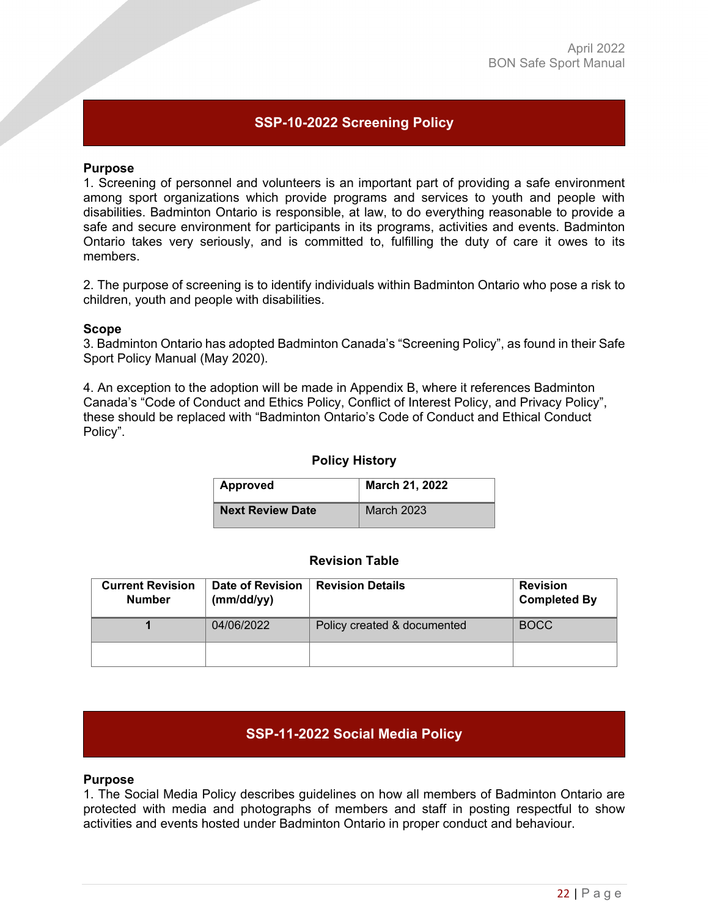## SSP-10-2022 Screening Policy

**Purpose**

1. Screening of personnel and volunteers is an important part of providing a safe environment among sport organizations which provide programs and services to youth and people with disabilities. Badminton Ontario is responsible, at law, to do everything reasonable to provide a safe and secure environment for participants in its programs, activities and events. Badminton Ontario takes very seriously, and is committed to, fulfilling the duty of care it owes to its members.

2. The purpose of screening is to identify individuals within Badminton Ontario who pose a risk to children, youth and people with disabilities.

**Scope**

3. Badminton Ontario has adopted Badminton Canada's "Screening Policy", as found in their Safe Sport Policy Manual (May 2020).

4. An exception to the adoption will be made in Appendix B, where it references Badminton Canada's "Code of Conduct and Ethics Policy, Conflict of Interest Policy, and Privacy Policy", these should be replaced with "Badminton Ontario's Code of Conduct and Ethical Conduct Policy".

**Policy History**

| **Approved** | **March 21, 2022** |
|---|---|
| **Next Review Date** | March 2023 |

**Revision Table**

| Current Revision Number | Date of Revision (mm/dd/yy) | Revision Details | Revision Completed By |
|---|---|---|---|
| **1** | 04/06/2022 | Policy created & documented | BOCC |
| | | | |

## SSP-11-2022 Social Media Policy

**Purpose**

1. The Social Media Policy describes guidelines on how all members of Badminton Ontario are protected with media and photographs of members and staff in posting respectful to show activities and events hosted under Badminton Ontario in proper conduct and behaviour.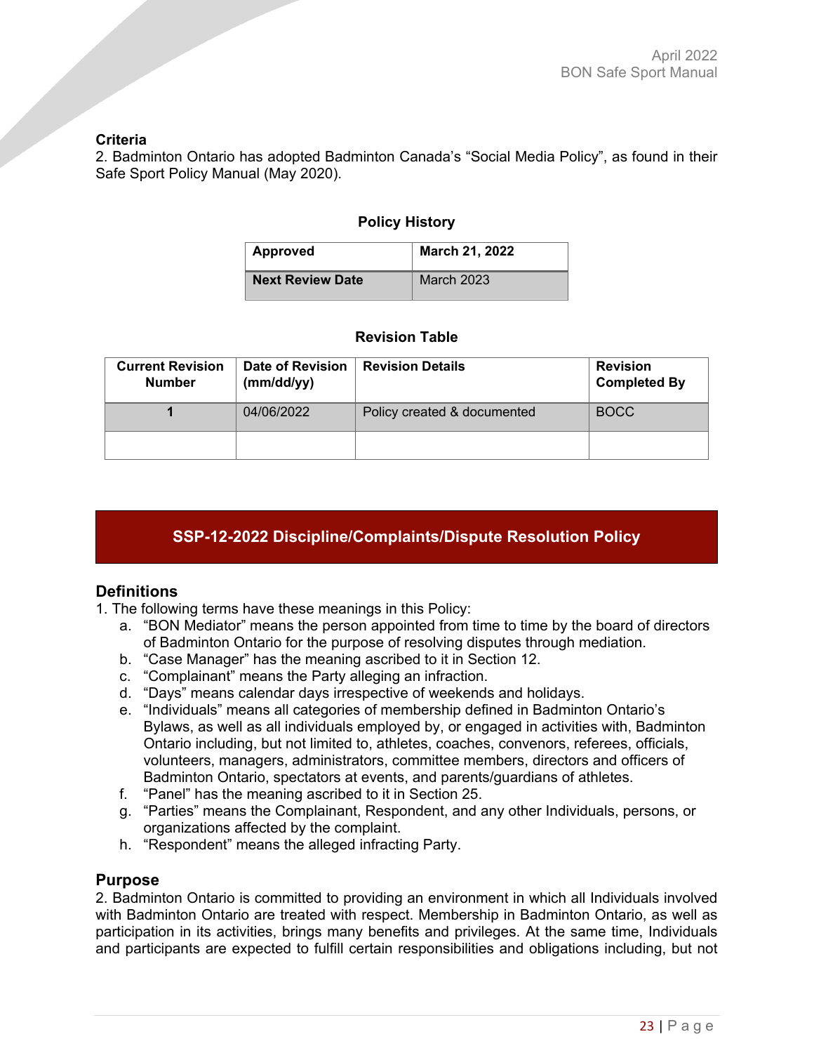**Criteria**

2. Badminton Ontario has adopted Badminton Canada's "Social Media Policy", as found in their Safe Sport Policy Manual (May 2020).

**Policy History**

| Approved | March 21, 2022 |
|---|---|
| Next Review Date | March 2023 |

**Revision Table**

| Current Revision Number | Date of Revision (mm/dd/yy) | Revision Details | Revision Completed By |
|---|---|---|---|
| 1 | 04/06/2022 | Policy created & documented | BOCC |
| | | | |

## SSP-12-2022 Discipline/Complaints/Dispute Resolution Policy

### Definitions

1. The following terms have these meanings in this Policy:
   a. "BON Mediator" means the person appointed from time to time by the board of directors of Badminton Ontario for the purpose of resolving disputes through mediation.
   b. "Case Manager" has the meaning ascribed to it in Section 12.
   c. "Complainant" means the Party alleging an infraction.
   d. "Days" means calendar days irrespective of weekends and holidays.
   e. "Individuals" means all categories of membership defined in Badminton Ontario's Bylaws, as well as all individuals employed by, or engaged in activities with, Badminton Ontario including, but not limited to, athletes, coaches, convenors, referees, officials, volunteers, managers, administrators, committee members, directors and officers of Badminton Ontario, spectators at events, and parents/guardians of athletes.
   f. "Panel" has the meaning ascribed to it in Section 25.
   g. "Parties" means the Complainant, Respondent, and any other Individuals, persons, or organizations affected by the complaint.
   h. "Respondent" means the alleged infracting Party.

### Purpose

2. Badminton Ontario is committed to providing an environment in which all Individuals involved with Badminton Ontario are treated with respect. Membership in Badminton Ontario, as well as participation in its activities, brings many benefits and privileges. At the same time, Individuals and participants are expected to fulfill certain responsibilities and obligations including, but not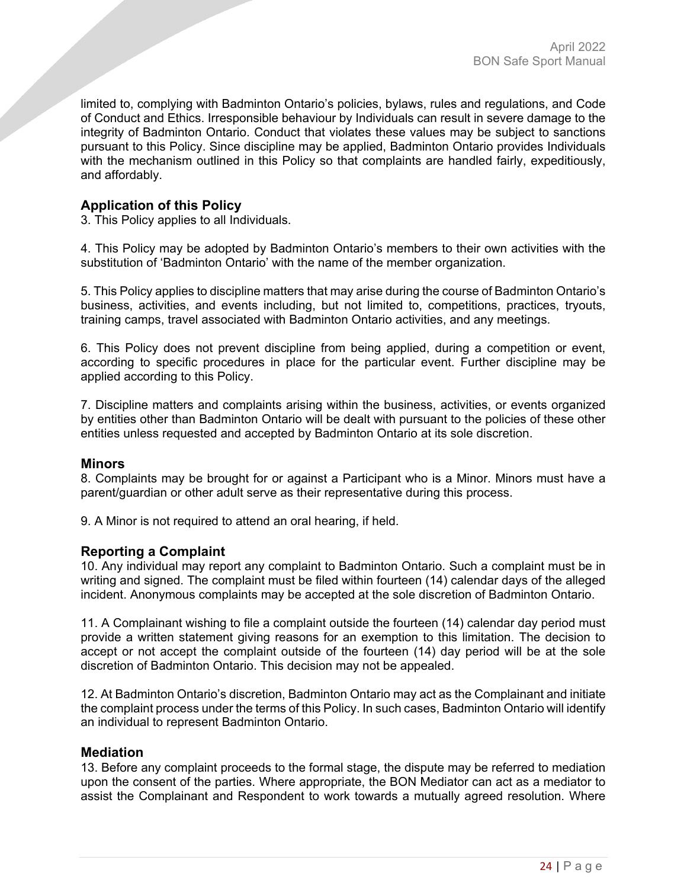limited to, complying with Badminton Ontario's policies, bylaws, rules and regulations, and Code of Conduct and Ethics. Irresponsible behaviour by Individuals can result in severe damage to the integrity of Badminton Ontario. Conduct that violates these values may be subject to sanctions pursuant to this Policy. Since discipline may be applied, Badminton Ontario provides Individuals with the mechanism outlined in this Policy so that complaints are handled fairly, expeditiously, and affordably.

### Application of this Policy

3. This Policy applies to all Individuals.

4. This Policy may be adopted by Badminton Ontario's members to their own activities with the substitution of 'Badminton Ontario' with the name of the member organization.

5. This Policy applies to discipline matters that may arise during the course of Badminton Ontario's business, activities, and events including, but not limited to, competitions, practices, tryouts, training camps, travel associated with Badminton Ontario activities, and any meetings.

6. This Policy does not prevent discipline from being applied, during a competition or event, according to specific procedures in place for the particular event. Further discipline may be applied according to this Policy.

7. Discipline matters and complaints arising within the business, activities, or events organized by entities other than Badminton Ontario will be dealt with pursuant to the policies of these other entities unless requested and accepted by Badminton Ontario at its sole discretion.

### Minors

8. Complaints may be brought for or against a Participant who is a Minor. Minors must have a parent/guardian or other adult serve as their representative during this process.

9. A Minor is not required to attend an oral hearing, if held.

### Reporting a Complaint

10. Any individual may report any complaint to Badminton Ontario. Such a complaint must be in writing and signed. The complaint must be filed within fourteen (14) calendar days of the alleged incident. Anonymous complaints may be accepted at the sole discretion of Badminton Ontario.

11. A Complainant wishing to file a complaint outside the fourteen (14) calendar day period must provide a written statement giving reasons for an exemption to this limitation. The decision to accept or not accept the complaint outside of the fourteen (14) day period will be at the sole discretion of Badminton Ontario. This decision may not be appealed.

12. At Badminton Ontario's discretion, Badminton Ontario may act as the Complainant and initiate the complaint process under the terms of this Policy. In such cases, Badminton Ontario will identify an individual to represent Badminton Ontario.

### Mediation

13. Before any complaint proceeds to the formal stage, the dispute may be referred to mediation upon the consent of the parties. Where appropriate, the BON Mediator can act as a mediator to assist the Complainant and Respondent to work towards a mutually agreed resolution. Where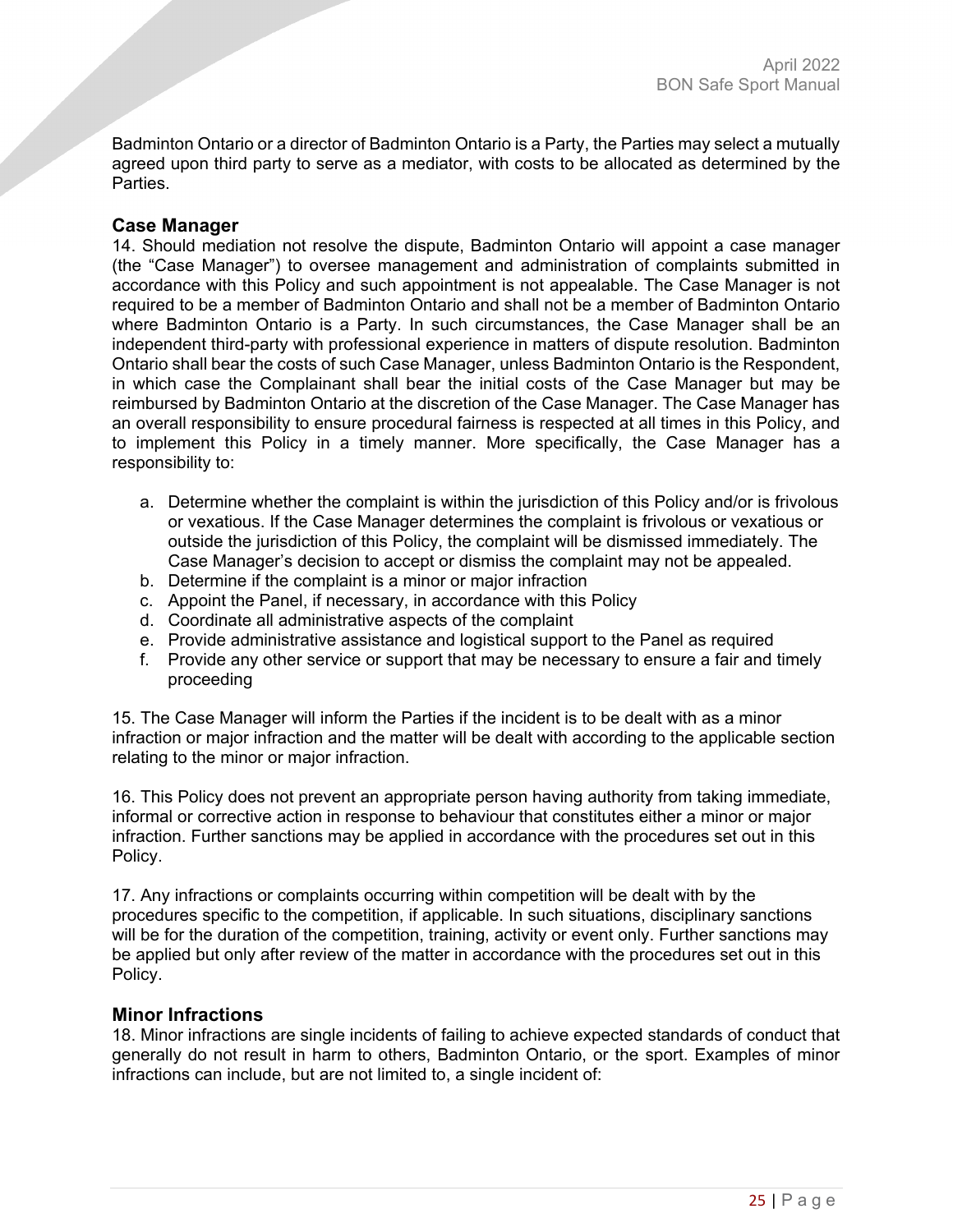Badminton Ontario or a director of Badminton Ontario is a Party, the Parties may select a mutually agreed upon third party to serve as a mediator, with costs to be allocated as determined by the Parties.

### Case Manager

14. Should mediation not resolve the dispute, Badminton Ontario will appoint a case manager (the "Case Manager") to oversee management and administration of complaints submitted in accordance with this Policy and such appointment is not appealable. The Case Manager is not required to be a member of Badminton Ontario and shall not be a member of Badminton Ontario where Badminton Ontario is a Party. In such circumstances, the Case Manager shall be an independent third-party with professional experience in matters of dispute resolution. Badminton Ontario shall bear the costs of such Case Manager, unless Badminton Ontario is the Respondent, in which case the Complainant shall bear the initial costs of the Case Manager but may be reimbursed by Badminton Ontario at the discretion of the Case Manager. The Case Manager has an overall responsibility to ensure procedural fairness is respected at all times in this Policy, and to implement this Policy in a timely manner. More specifically, the Case Manager has a responsibility to:

a. Determine whether the complaint is within the jurisdiction of this Policy and/or is frivolous or vexatious. If the Case Manager determines the complaint is frivolous or vexatious or outside the jurisdiction of this Policy, the complaint will be dismissed immediately. The Case Manager's decision to accept or dismiss the complaint may not be appealed.
b. Determine if the complaint is a minor or major infraction
c. Appoint the Panel, if necessary, in accordance with this Policy
d. Coordinate all administrative aspects of the complaint
e. Provide administrative assistance and logistical support to the Panel as required
f. Provide any other service or support that may be necessary to ensure a fair and timely proceeding

15. The Case Manager will inform the Parties if the incident is to be dealt with as a minor infraction or major infraction and the matter will be dealt with according to the applicable section relating to the minor or major infraction.

16. This Policy does not prevent an appropriate person having authority from taking immediate, informal or corrective action in response to behaviour that constitutes either a minor or major infraction. Further sanctions may be applied in accordance with the procedures set out in this Policy.

17. Any infractions or complaints occurring within competition will be dealt with by the procedures specific to the competition, if applicable. In such situations, disciplinary sanctions will be for the duration of the competition, training, activity or event only. Further sanctions may be applied but only after review of the matter in accordance with the procedures set out in this Policy.

### Minor Infractions

18. Minor infractions are single incidents of failing to achieve expected standards of conduct that generally do not result in harm to others, Badminton Ontario, or the sport. Examples of minor infractions can include, but are not limited to, a single incident of: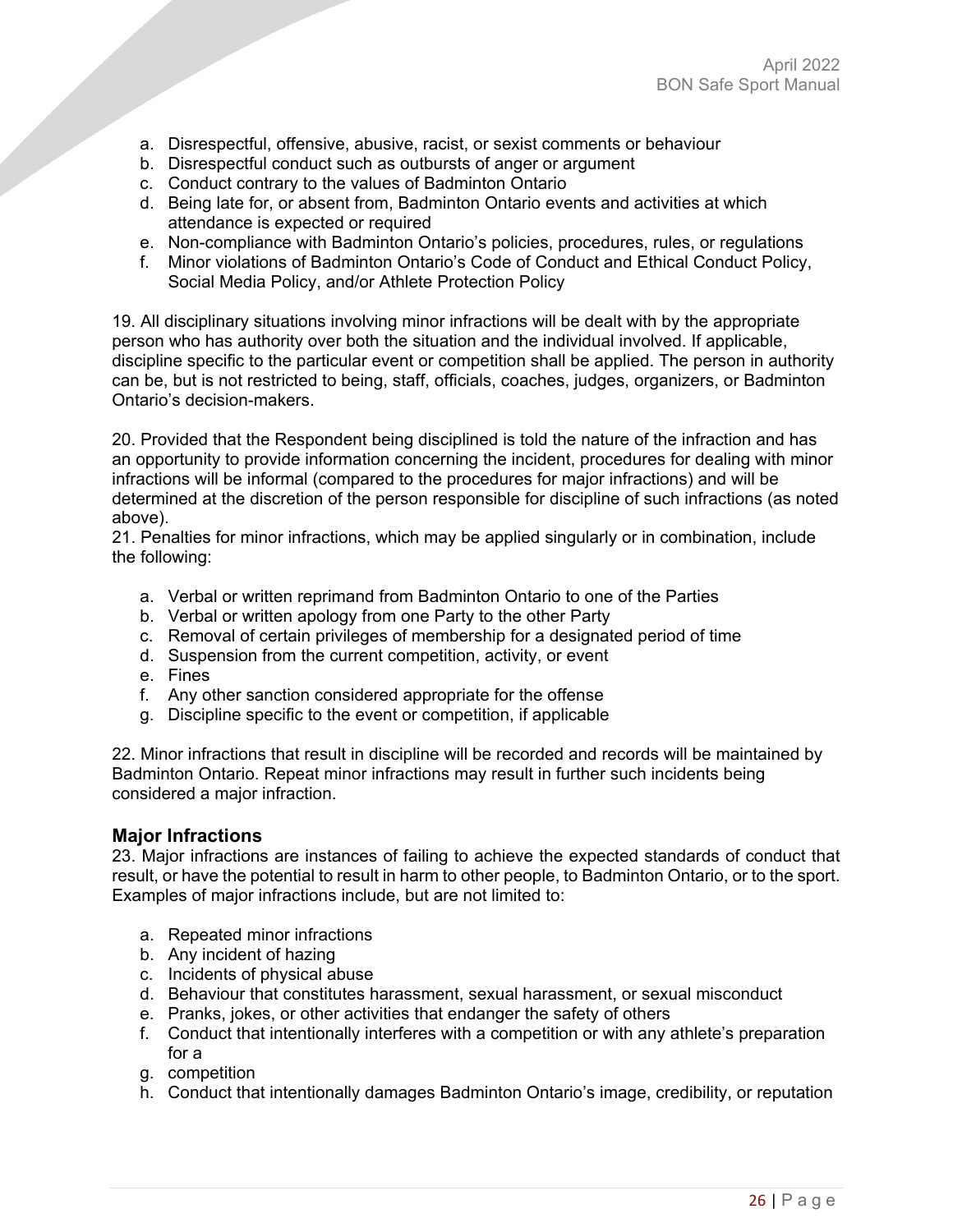a. Disrespectful, offensive, abusive, racist, or sexist comments or behaviour
b. Disrespectful conduct such as outbursts of anger or argument
c. Conduct contrary to the values of Badminton Ontario
d. Being late for, or absent from, Badminton Ontario events and activities at which attendance is expected or required
e. Non-compliance with Badminton Ontario's policies, procedures, rules, or regulations
f. Minor violations of Badminton Ontario's Code of Conduct and Ethical Conduct Policy, Social Media Policy, and/or Athlete Protection Policy

19. All disciplinary situations involving minor infractions will be dealt with by the appropriate person who has authority over both the situation and the individual involved. If applicable, discipline specific to the particular event or competition shall be applied. The person in authority can be, but is not restricted to being, staff, officials, coaches, judges, organizers, or Badminton Ontario's decision-makers.

20. Provided that the Respondent being disciplined is told the nature of the infraction and has an opportunity to provide information concerning the incident, procedures for dealing with minor infractions will be informal (compared to the procedures for major infractions) and will be determined at the discretion of the person responsible for discipline of such infractions (as noted above).

21. Penalties for minor infractions, which may be applied singularly or in combination, include the following:

a. Verbal or written reprimand from Badminton Ontario to one of the Parties
b. Verbal or written apology from one Party to the other Party
c. Removal of certain privileges of membership for a designated period of time
d. Suspension from the current competition, activity, or event
e. Fines
f. Any other sanction considered appropriate for the offense
g. Discipline specific to the event or competition, if applicable

22. Minor infractions that result in discipline will be recorded and records will be maintained by Badminton Ontario. Repeat minor infractions may result in further such incidents being considered a major infraction.

### Major Infractions

23. Major infractions are instances of failing to achieve the expected standards of conduct that result, or have the potential to result in harm to other people, to Badminton Ontario, or to the sport. Examples of major infractions include, but are not limited to:

a. Repeated minor infractions
b. Any incident of hazing
c. Incidents of physical abuse
d. Behaviour that constitutes harassment, sexual harassment, or sexual misconduct
e. Pranks, jokes, or other activities that endanger the safety of others
f. Conduct that intentionally interferes with a competition or with any athlete's preparation for a
g. competition
h. Conduct that intentionally damages Badminton Ontario's image, credibility, or reputation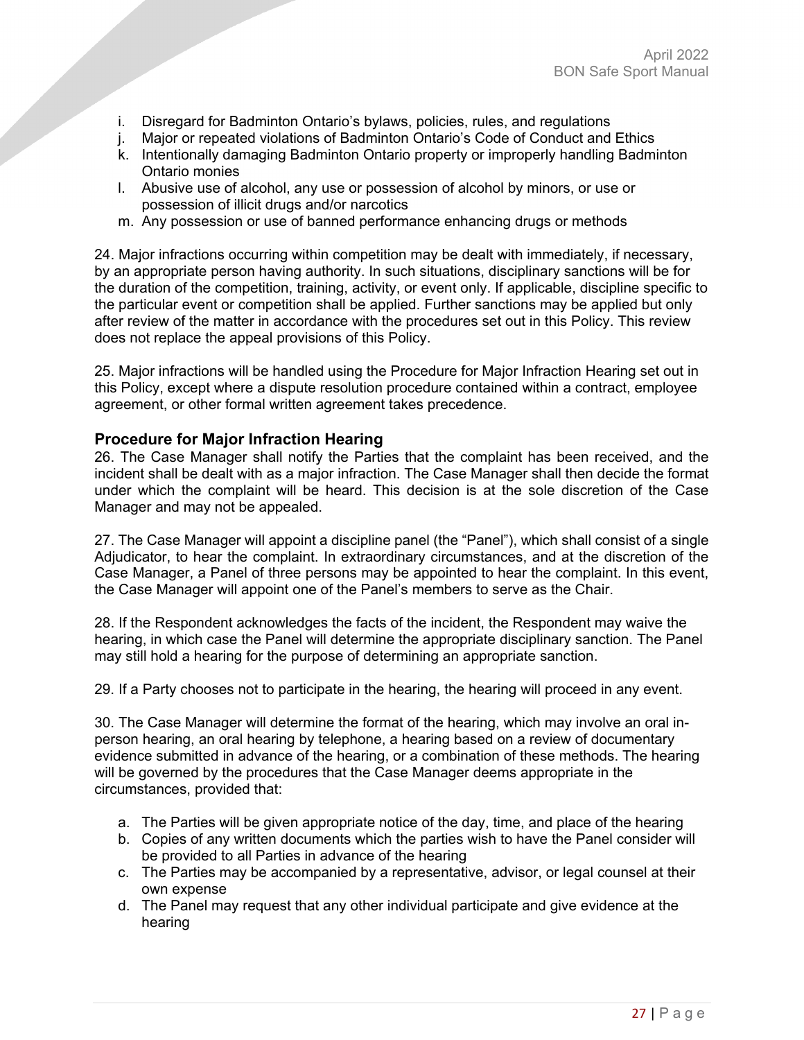i. Disregard for Badminton Ontario's bylaws, policies, rules, and regulations
j. Major or repeated violations of Badminton Ontario's Code of Conduct and Ethics
k. Intentionally damaging Badminton Ontario property or improperly handling Badminton Ontario monies
l. Abusive use of alcohol, any use or possession of alcohol by minors, or use or possession of illicit drugs and/or narcotics
m. Any possession or use of banned performance enhancing drugs or methods

24. Major infractions occurring within competition may be dealt with immediately, if necessary, by an appropriate person having authority. In such situations, disciplinary sanctions will be for the duration of the competition, training, activity, or event only. If applicable, discipline specific to the particular event or competition shall be applied. Further sanctions may be applied but only after review of the matter in accordance with the procedures set out in this Policy. This review does not replace the appeal provisions of this Policy.

25. Major infractions will be handled using the Procedure for Major Infraction Hearing set out in this Policy, except where a dispute resolution procedure contained within a contract, employee agreement, or other formal written agreement takes precedence.

### Procedure for Major Infraction Hearing

26. The Case Manager shall notify the Parties that the complaint has been received, and the incident shall be dealt with as a major infraction. The Case Manager shall then decide the format under which the complaint will be heard. This decision is at the sole discretion of the Case Manager and may not be appealed.

27. The Case Manager will appoint a discipline panel (the "Panel"), which shall consist of a single Adjudicator, to hear the complaint. In extraordinary circumstances, and at the discretion of the Case Manager, a Panel of three persons may be appointed to hear the complaint. In this event, the Case Manager will appoint one of the Panel's members to serve as the Chair.

28. If the Respondent acknowledges the facts of the incident, the Respondent may waive the hearing, in which case the Panel will determine the appropriate disciplinary sanction. The Panel may still hold a hearing for the purpose of determining an appropriate sanction.

29. If a Party chooses not to participate in the hearing, the hearing will proceed in any event.

30. The Case Manager will determine the format of the hearing, which may involve an oral in-person hearing, an oral hearing by telephone, a hearing based on a review of documentary evidence submitted in advance of the hearing, or a combination of these methods. The hearing will be governed by the procedures that the Case Manager deems appropriate in the circumstances, provided that:

a. The Parties will be given appropriate notice of the day, time, and place of the hearing
b. Copies of any written documents which the parties wish to have the Panel consider will be provided to all Parties in advance of the hearing
c. The Parties may be accompanied by a representative, advisor, or legal counsel at their own expense
d. The Panel may request that any other individual participate and give evidence at the hearing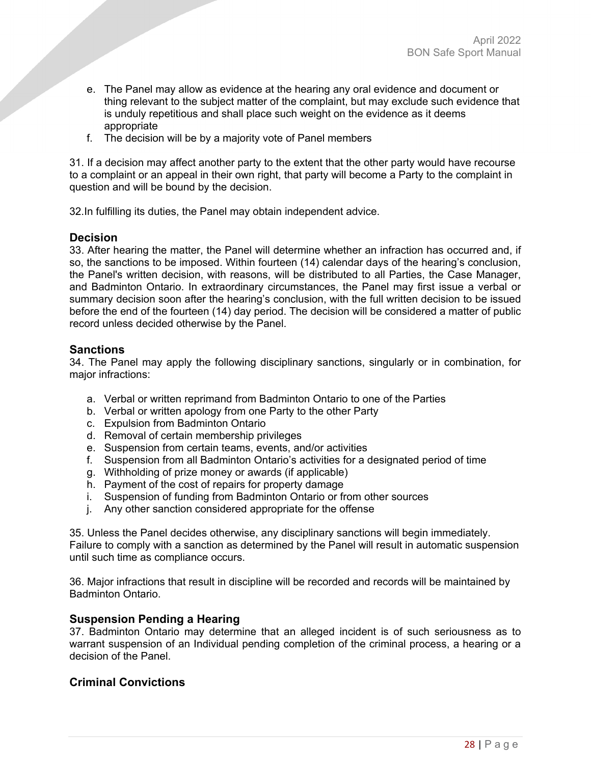e. The Panel may allow as evidence at the hearing any oral evidence and document or thing relevant to the subject matter of the complaint, but may exclude such evidence that is unduly repetitious and shall place such weight on the evidence as it deems appropriate
f. The decision will be by a majority vote of Panel members

31. If a decision may affect another party to the extent that the other party would have recourse to a complaint or an appeal in their own right, that party will become a Party to the complaint in question and will be bound by the decision.

32.In fulfilling its duties, the Panel may obtain independent advice.

### Decision

33. After hearing the matter, the Panel will determine whether an infraction has occurred and, if so, the sanctions to be imposed. Within fourteen (14) calendar days of the hearing's conclusion, the Panel's written decision, with reasons, will be distributed to all Parties, the Case Manager, and Badminton Ontario. In extraordinary circumstances, the Panel may first issue a verbal or summary decision soon after the hearing's conclusion, with the full written decision to be issued before the end of the fourteen (14) day period. The decision will be considered a matter of public record unless decided otherwise by the Panel.

### Sanctions

34. The Panel may apply the following disciplinary sanctions, singularly or in combination, for major infractions:

a. Verbal or written reprimand from Badminton Ontario to one of the Parties
b. Verbal or written apology from one Party to the other Party
c. Expulsion from Badminton Ontario
d. Removal of certain membership privileges
e. Suspension from certain teams, events, and/or activities
f. Suspension from all Badminton Ontario's activities for a designated period of time
g. Withholding of prize money or awards (if applicable)
h. Payment of the cost of repairs for property damage
i. Suspension of funding from Badminton Ontario or from other sources
j. Any other sanction considered appropriate for the offense

35. Unless the Panel decides otherwise, any disciplinary sanctions will begin immediately. Failure to comply with a sanction as determined by the Panel will result in automatic suspension until such time as compliance occurs.

36. Major infractions that result in discipline will be recorded and records will be maintained by Badminton Ontario.

### Suspension Pending a Hearing

37. Badminton Ontario may determine that an alleged incident is of such seriousness as to warrant suspension of an Individual pending completion of the criminal process, a hearing or a decision of the Panel.

### Criminal Convictions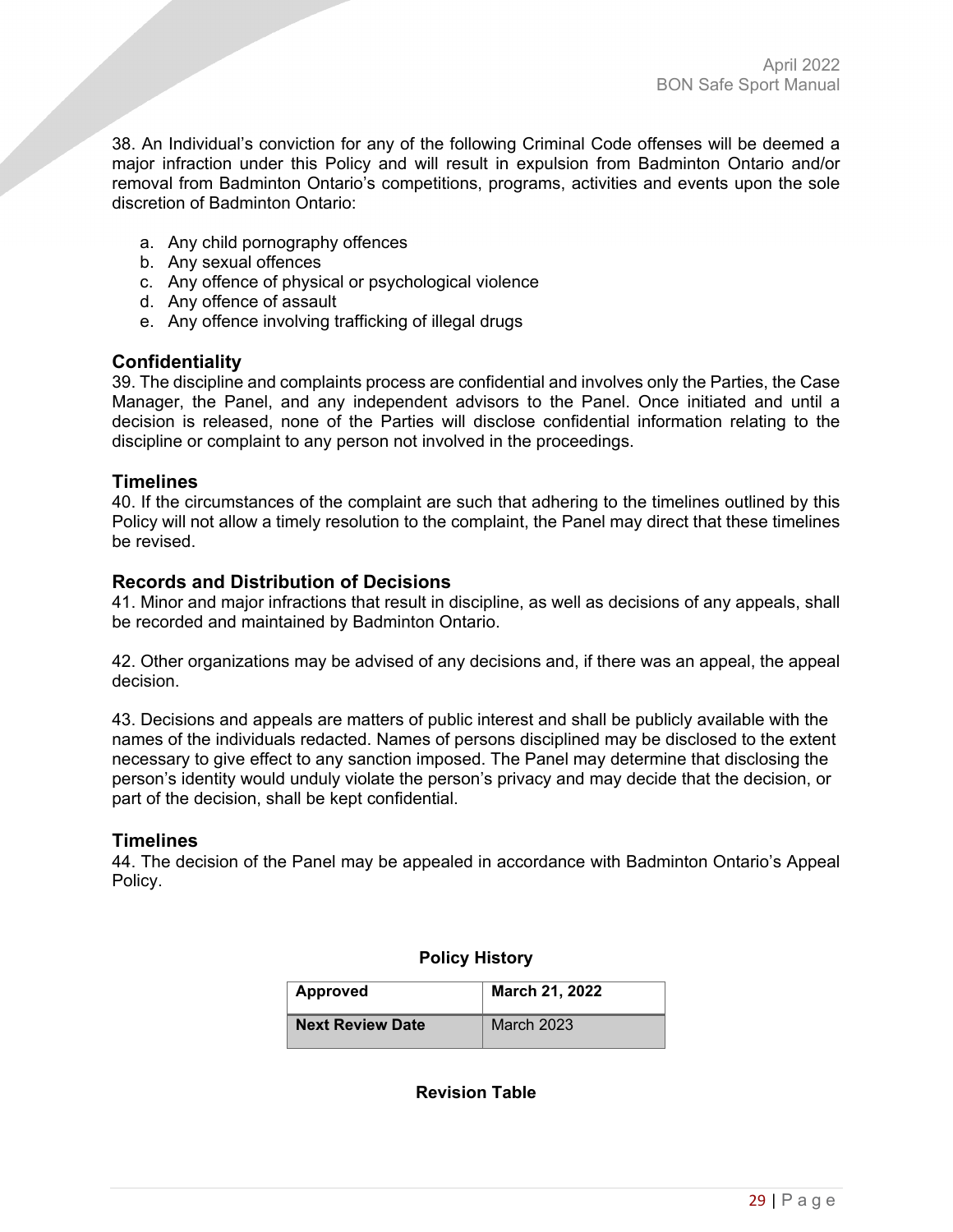38. An Individual's conviction for any of the following Criminal Code offenses will be deemed a major infraction under this Policy and will result in expulsion from Badminton Ontario and/or removal from Badminton Ontario's competitions, programs, activities and events upon the sole discretion of Badminton Ontario:

a. Any child pornography offences
b. Any sexual offences
c. Any offence of physical or psychological violence
d. Any offence of assault
e. Any offence involving trafficking of illegal drugs

### Confidentiality

39. The discipline and complaints process are confidential and involves only the Parties, the Case Manager, the Panel, and any independent advisors to the Panel. Once initiated and until a decision is released, none of the Parties will disclose confidential information relating to the discipline or complaint to any person not involved in the proceedings.

### Timelines

40. If the circumstances of the complaint are such that adhering to the timelines outlined by this Policy will not allow a timely resolution to the complaint, the Panel may direct that these timelines be revised.

### Records and Distribution of Decisions

41. Minor and major infractions that result in discipline, as well as decisions of any appeals, shall be recorded and maintained by Badminton Ontario.

42. Other organizations may be advised of any decisions and, if there was an appeal, the appeal decision.

43. Decisions and appeals are matters of public interest and shall be publicly available with the names of the individuals redacted. Names of persons disciplined may be disclosed to the extent necessary to give effect to any sanction imposed. The Panel may determine that disclosing the person's identity would unduly violate the person's privacy and may decide that the decision, or part of the decision, shall be kept confidential.

### Timelines

44. The decision of the Panel may be appealed in accordance with Badminton Ontario's Appeal Policy.

**Policy History**

| **Approved** | **March 21, 2022** |
|---|---|
| **Next Review Date** | March 2023 |

**Revision Table**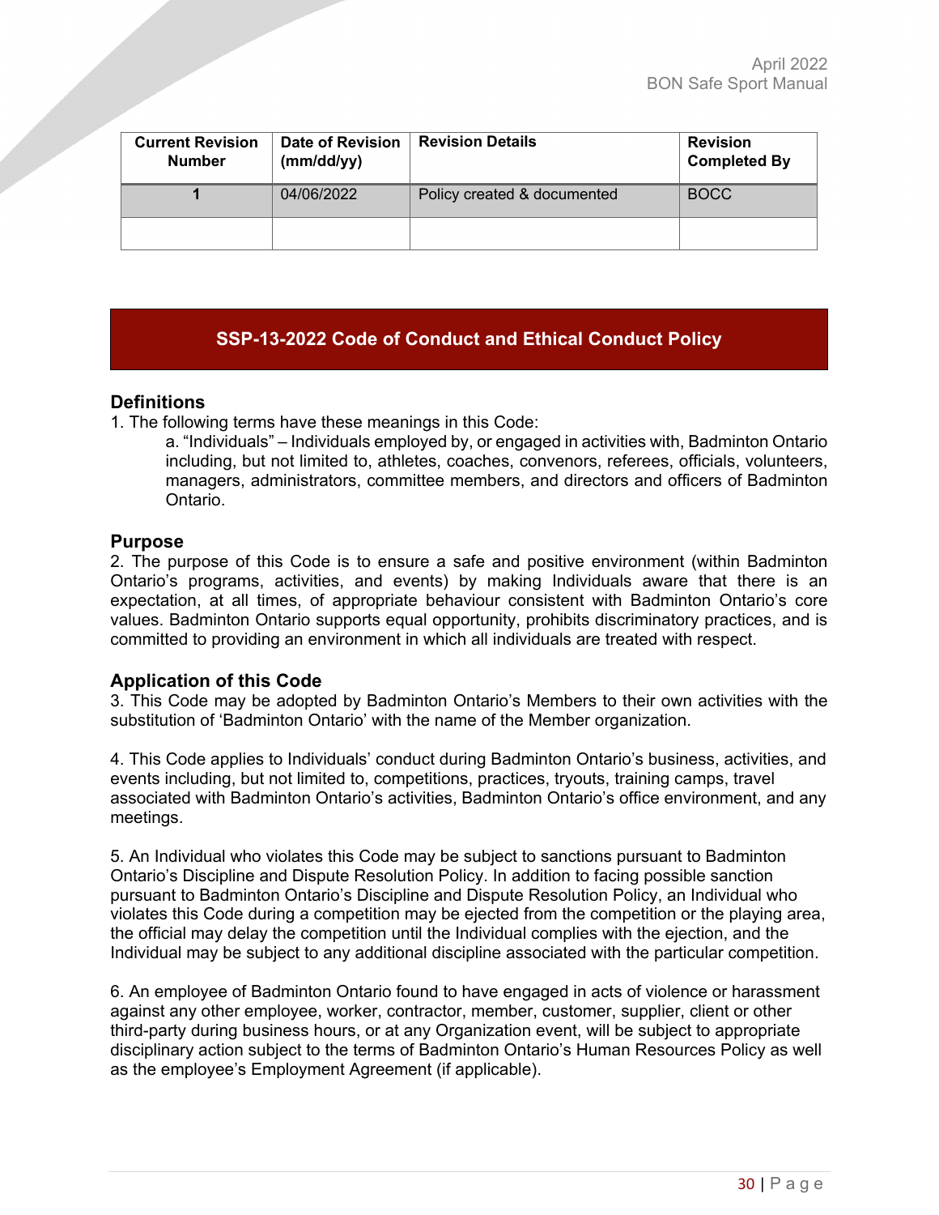| Current Revision Number | Date of Revision (mm/dd/yy) | Revision Details | Revision Completed By |
|---|---|---|---|
| 1 | 04/06/2022 | Policy created & documented | BOCC |
| | | | |

## SSP-13-2022 Code of Conduct and Ethical Conduct Policy

### Definitions

1. The following terms have these meanings in this Code:
   a. "Individuals" – Individuals employed by, or engaged in activities with, Badminton Ontario including, but not limited to, athletes, coaches, convenors, referees, officials, volunteers, managers, administrators, committee members, and directors and officers of Badminton Ontario.

### Purpose

2. The purpose of this Code is to ensure a safe and positive environment (within Badminton Ontario's programs, activities, and events) by making Individuals aware that there is an expectation, at all times, of appropriate behaviour consistent with Badminton Ontario's core values. Badminton Ontario supports equal opportunity, prohibits discriminatory practices, and is committed to providing an environment in which all individuals are treated with respect.

### Application of this Code

3. This Code may be adopted by Badminton Ontario's Members to their own activities with the substitution of 'Badminton Ontario' with the name of the Member organization.

4. This Code applies to Individuals' conduct during Badminton Ontario's business, activities, and events including, but not limited to, competitions, practices, tryouts, training camps, travel associated with Badminton Ontario's activities, Badminton Ontario's office environment, and any meetings.

5. An Individual who violates this Code may be subject to sanctions pursuant to Badminton Ontario's Discipline and Dispute Resolution Policy. In addition to facing possible sanction pursuant to Badminton Ontario's Discipline and Dispute Resolution Policy, an Individual who violates this Code during a competition may be ejected from the competition or the playing area, the official may delay the competition until the Individual complies with the ejection, and the Individual may be subject to any additional discipline associated with the particular competition.

6. An employee of Badminton Ontario found to have engaged in acts of violence or harassment against any other employee, worker, contractor, member, customer, supplier, client or other third-party during business hours, or at any Organization event, will be subject to appropriate disciplinary action subject to the terms of Badminton Ontario's Human Resources Policy as well as the employee's Employment Agreement (if applicable).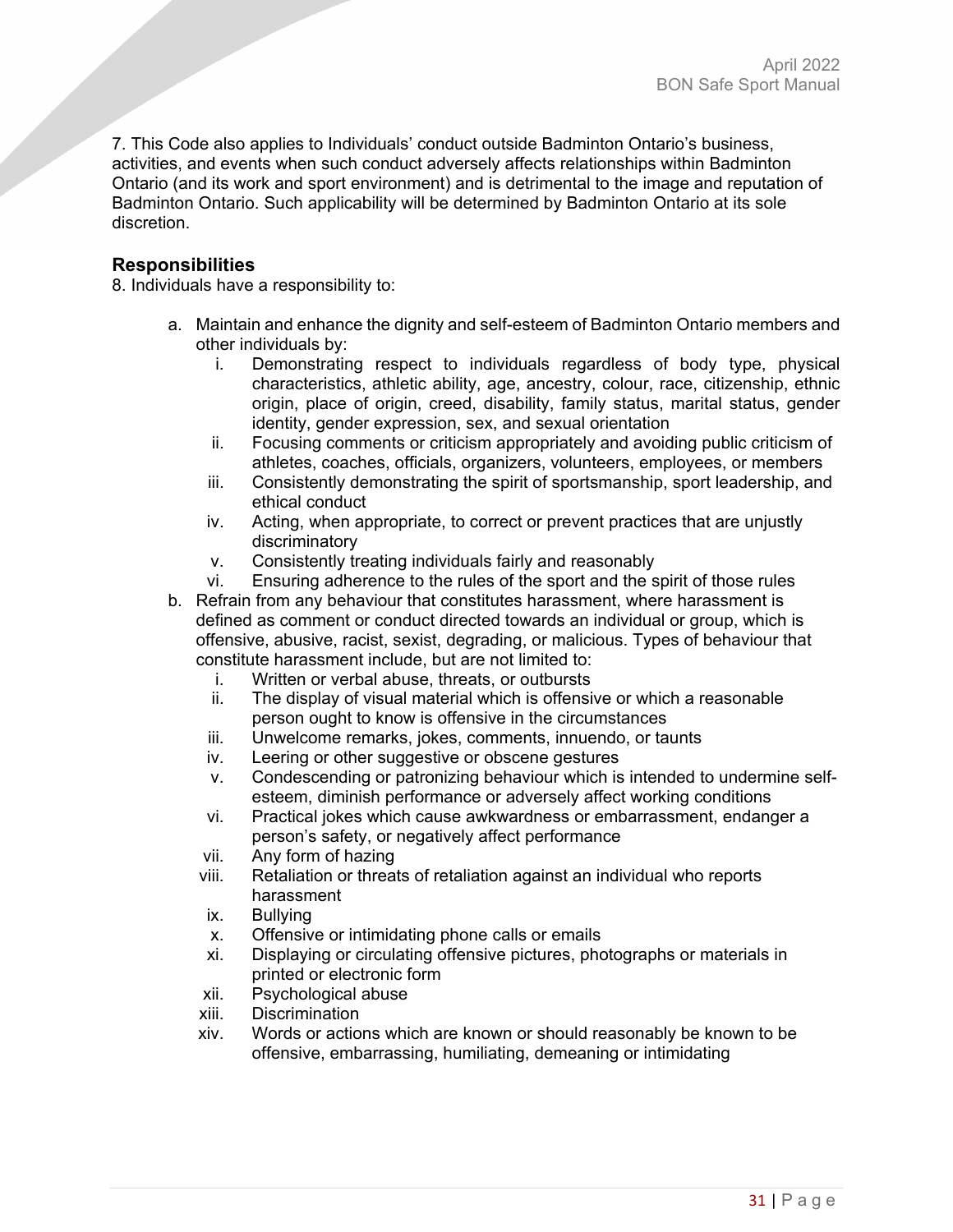7. This Code also applies to Individuals' conduct outside Badminton Ontario's business, activities, and events when such conduct adversely affects relationships within Badminton Ontario (and its work and sport environment) and is detrimental to the image and reputation of Badminton Ontario. Such applicability will be determined by Badminton Ontario at its sole discretion.

## Responsibilities

8. Individuals have a responsibility to:

a. Maintain and enhance the dignity and self-esteem of Badminton Ontario members and other individuals by:
   i. Demonstrating respect to individuals regardless of body type, physical characteristics, athletic ability, age, ancestry, colour, race, citizenship, ethnic origin, place of origin, creed, disability, family status, marital status, gender identity, gender expression, sex, and sexual orientation
   ii. Focusing comments or criticism appropriately and avoiding public criticism of athletes, coaches, officials, organizers, volunteers, employees, or members
   iii. Consistently demonstrating the spirit of sportsmanship, sport leadership, and ethical conduct
   iv. Acting, when appropriate, to correct or prevent practices that are unjustly discriminatory
   v. Consistently treating individuals fairly and reasonably
   vi. Ensuring adherence to the rules of the sport and the spirit of those rules

b. Refrain from any behaviour that constitutes harassment, where harassment is defined as comment or conduct directed towards an individual or group, which is offensive, abusive, racist, sexist, degrading, or malicious. Types of behaviour that constitute harassment include, but are not limited to:
   i. Written or verbal abuse, threats, or outbursts
   ii. The display of visual material which is offensive or which a reasonable person ought to know is offensive in the circumstances
   iii. Unwelcome remarks, jokes, comments, innuendo, or taunts
   iv. Leering or other suggestive or obscene gestures
   v. Condescending or patronizing behaviour which is intended to undermine self-esteem, diminish performance or adversely affect working conditions
   vi. Practical jokes which cause awkwardness or embarrassment, endanger a person's safety, or negatively affect performance
   vii. Any form of hazing
   viii. Retaliation or threats of retaliation against an individual who reports harassment
   ix. Bullying
   x. Offensive or intimidating phone calls or emails
   xi. Displaying or circulating offensive pictures, photographs or materials in printed or electronic form
   xii. Psychological abuse
   xiii. Discrimination
   xiv. Words or actions which are known or should reasonably be known to be offensive, embarrassing, humiliating, demeaning or intimidating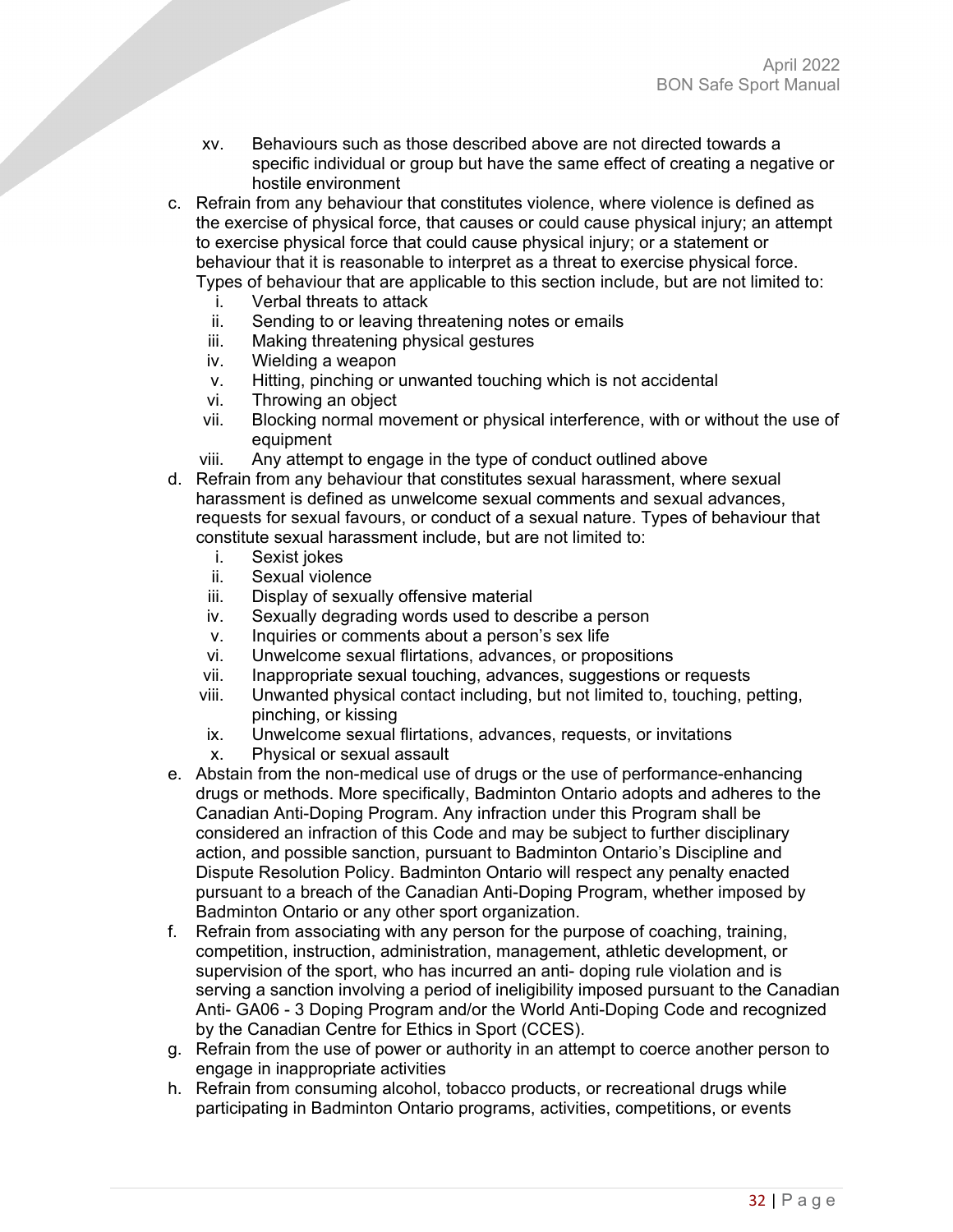xv. Behaviours such as those described above are not directed towards a specific individual or group but have the same effect of creating a negative or hostile environment

c. Refrain from any behaviour that constitutes violence, where violence is defined as the exercise of physical force, that causes or could cause physical injury; an attempt to exercise physical force that could cause physical injury; or a statement or behaviour that it is reasonable to interpret as a threat to exercise physical force. Types of behaviour that are applicable to this section include, but are not limited to:
   i. Verbal threats to attack
   ii. Sending to or leaving threatening notes or emails
   iii. Making threatening physical gestures
   iv. Wielding a weapon
   v. Hitting, pinching or unwanted touching which is not accidental
   vi. Throwing an object
   vii. Blocking normal movement or physical interference, with or without the use of equipment
   viii. Any attempt to engage in the type of conduct outlined above

d. Refrain from any behaviour that constitutes sexual harassment, where sexual harassment is defined as unwelcome sexual comments and sexual advances, requests for sexual favours, or conduct of a sexual nature. Types of behaviour that constitute sexual harassment include, but are not limited to:
   i. Sexist jokes
   ii. Sexual violence
   iii. Display of sexually offensive material
   iv. Sexually degrading words used to describe a person
   v. Inquiries or comments about a person's sex life
   vi. Unwelcome sexual flirtations, advances, or propositions
   vii. Inappropriate sexual touching, advances, suggestions or requests
   viii. Unwanted physical contact including, but not limited to, touching, petting, pinching, or kissing
   ix. Unwelcome sexual flirtations, advances, requests, or invitations
   x. Physical or sexual assault

e. Abstain from the non-medical use of drugs or the use of performance-enhancing drugs or methods. More specifically, Badminton Ontario adopts and adheres to the Canadian Anti-Doping Program. Any infraction under this Program shall be considered an infraction of this Code and may be subject to further disciplinary action, and possible sanction, pursuant to Badminton Ontario's Discipline and Dispute Resolution Policy. Badminton Ontario will respect any penalty enacted pursuant to a breach of the Canadian Anti-Doping Program, whether imposed by Badminton Ontario or any other sport organization.

f. Refrain from associating with any person for the purpose of coaching, training, competition, instruction, administration, management, athletic development, or supervision of the sport, who has incurred an anti- doping rule violation and is serving a sanction involving a period of ineligibility imposed pursuant to the Canadian Anti- GA06 - 3 Doping Program and/or the World Anti-Doping Code and recognized by the Canadian Centre for Ethics in Sport (CCES).

g. Refrain from the use of power or authority in an attempt to coerce another person to engage in inappropriate activities

h. Refrain from consuming alcohol, tobacco products, or recreational drugs while participating in Badminton Ontario programs, activities, competitions, or events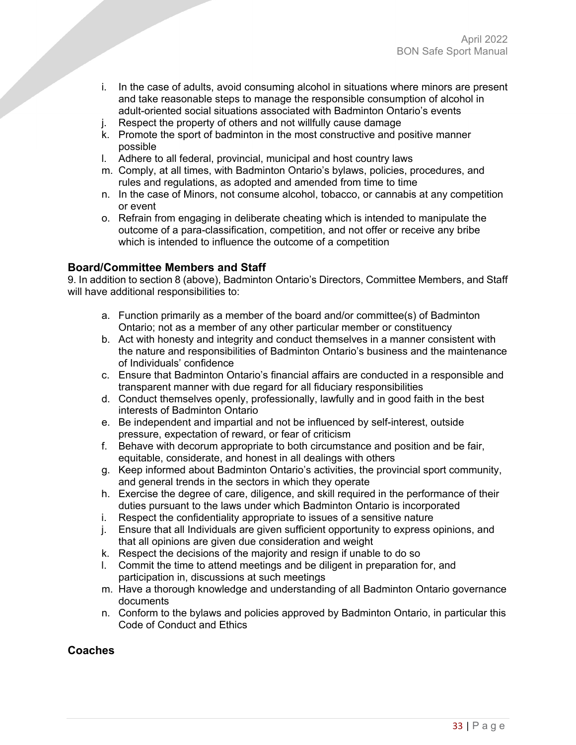i. In the case of adults, avoid consuming alcohol in situations where minors are present and take reasonable steps to manage the responsible consumption of alcohol in adult-oriented social situations associated with Badminton Ontario's events
j. Respect the property of others and not willfully cause damage
k. Promote the sport of badminton in the most constructive and positive manner possible
l. Adhere to all federal, provincial, municipal and host country laws
m. Comply, at all times, with Badminton Ontario's bylaws, policies, procedures, and rules and regulations, as adopted and amended from time to time
n. In the case of Minors, not consume alcohol, tobacco, or cannabis at any competition or event
o. Refrain from engaging in deliberate cheating which is intended to manipulate the outcome of a para-classification, competition, and not offer or receive any bribe which is intended to influence the outcome of a competition

### Board/Committee Members and Staff

9. In addition to section 8 (above), Badminton Ontario's Directors, Committee Members, and Staff will have additional responsibilities to:

a. Function primarily as a member of the board and/or committee(s) of Badminton Ontario; not as a member of any other particular member or constituency
b. Act with honesty and integrity and conduct themselves in a manner consistent with the nature and responsibilities of Badminton Ontario's business and the maintenance of Individuals' confidence
c. Ensure that Badminton Ontario's financial affairs are conducted in a responsible and transparent manner with due regard for all fiduciary responsibilities
d. Conduct themselves openly, professionally, lawfully and in good faith in the best interests of Badminton Ontario
e. Be independent and impartial and not be influenced by self-interest, outside pressure, expectation of reward, or fear of criticism
f. Behave with decorum appropriate to both circumstance and position and be fair, equitable, considerate, and honest in all dealings with others
g. Keep informed about Badminton Ontario's activities, the provincial sport community, and general trends in the sectors in which they operate
h. Exercise the degree of care, diligence, and skill required in the performance of their duties pursuant to the laws under which Badminton Ontario is incorporated
i. Respect the confidentiality appropriate to issues of a sensitive nature
j. Ensure that all Individuals are given sufficient opportunity to express opinions, and that all opinions are given due consideration and weight
k. Respect the decisions of the majority and resign if unable to do so
l. Commit the time to attend meetings and be diligent in preparation for, and participation in, discussions at such meetings
m. Have a thorough knowledge and understanding of all Badminton Ontario governance documents
n. Conform to the bylaws and policies approved by Badminton Ontario, in particular this Code of Conduct and Ethics

### Coaches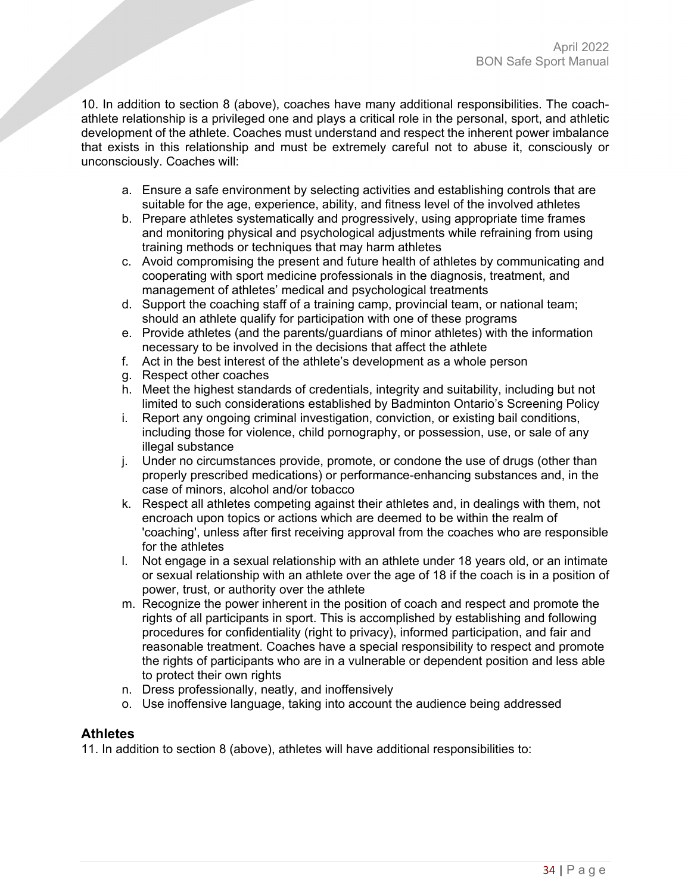10. In addition to section 8 (above), coaches have many additional responsibilities. The coach-athlete relationship is a privileged one and plays a critical role in the personal, sport, and athletic development of the athlete. Coaches must understand and respect the inherent power imbalance that exists in this relationship and must be extremely careful not to abuse it, consciously or unconsciously. Coaches will:

a. Ensure a safe environment by selecting activities and establishing controls that are suitable for the age, experience, ability, and fitness level of the involved athletes
b. Prepare athletes systematically and progressively, using appropriate time frames and monitoring physical and psychological adjustments while refraining from using training methods or techniques that may harm athletes
c. Avoid compromising the present and future health of athletes by communicating and cooperating with sport medicine professionals in the diagnosis, treatment, and management of athletes' medical and psychological treatments
d. Support the coaching staff of a training camp, provincial team, or national team; should an athlete qualify for participation with one of these programs
e. Provide athletes (and the parents/guardians of minor athletes) with the information necessary to be involved in the decisions that affect the athlete
f. Act in the best interest of the athlete's development as a whole person
g. Respect other coaches
h. Meet the highest standards of credentials, integrity and suitability, including but not limited to such considerations established by Badminton Ontario's Screening Policy
i. Report any ongoing criminal investigation, conviction, or existing bail conditions, including those for violence, child pornography, or possession, use, or sale of any illegal substance
j. Under no circumstances provide, promote, or condone the use of drugs (other than properly prescribed medications) or performance-enhancing substances and, in the case of minors, alcohol and/or tobacco
k. Respect all athletes competing against their athletes and, in dealings with them, not encroach upon topics or actions which are deemed to be within the realm of 'coaching', unless after first receiving approval from the coaches who are responsible for the athletes
l. Not engage in a sexual relationship with an athlete under 18 years old, or an intimate or sexual relationship with an athlete over the age of 18 if the coach is in a position of power, trust, or authority over the athlete
m. Recognize the power inherent in the position of coach and respect and promote the rights of all participants in sport. This is accomplished by establishing and following procedures for confidentiality (right to privacy), informed participation, and fair and reasonable treatment. Coaches have a special responsibility to respect and promote the rights of participants who are in a vulnerable or dependent position and less able to protect their own rights
n. Dress professionally, neatly, and inoffensively
o. Use inoffensive language, taking into account the audience being addressed

### Athletes

11. In addition to section 8 (above), athletes will have additional responsibilities to: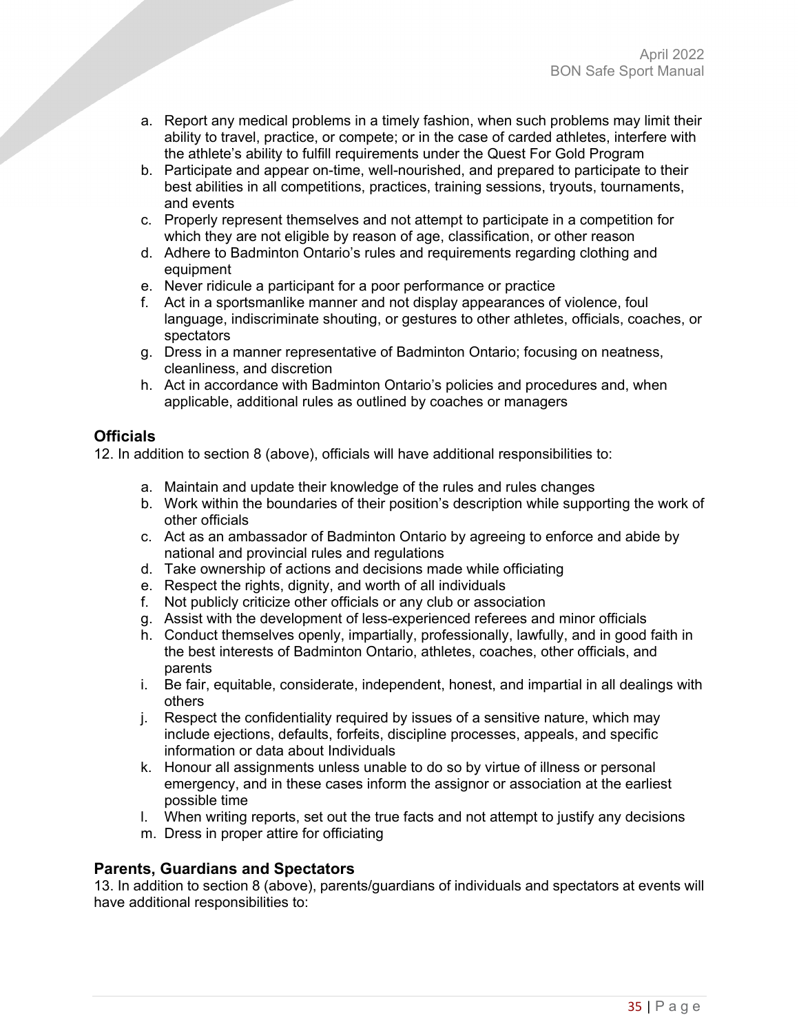a. Report any medical problems in a timely fashion, when such problems may limit their ability to travel, practice, or compete; or in the case of carded athletes, interfere with the athlete's ability to fulfill requirements under the Quest For Gold Program
b. Participate and appear on-time, well-nourished, and prepared to participate to their best abilities in all competitions, practices, training sessions, tryouts, tournaments, and events
c. Properly represent themselves and not attempt to participate in a competition for which they are not eligible by reason of age, classification, or other reason
d. Adhere to Badminton Ontario's rules and requirements regarding clothing and equipment
e. Never ridicule a participant for a poor performance or practice
f. Act in a sportsmanlike manner and not display appearances of violence, foul language, indiscriminate shouting, or gestures to other athletes, officials, coaches, or spectators
g. Dress in a manner representative of Badminton Ontario; focusing on neatness, cleanliness, and discretion
h. Act in accordance with Badminton Ontario's policies and procedures and, when applicable, additional rules as outlined by coaches or managers

### Officials

12. In addition to section 8 (above), officials will have additional responsibilities to:

a. Maintain and update their knowledge of the rules and rules changes
b. Work within the boundaries of their position's description while supporting the work of other officials
c. Act as an ambassador of Badminton Ontario by agreeing to enforce and abide by national and provincial rules and regulations
d. Take ownership of actions and decisions made while officiating
e. Respect the rights, dignity, and worth of all individuals
f. Not publicly criticize other officials or any club or association
g. Assist with the development of less-experienced referees and minor officials
h. Conduct themselves openly, impartially, professionally, lawfully, and in good faith in the best interests of Badminton Ontario, athletes, coaches, other officials, and parents
i. Be fair, equitable, considerate, independent, honest, and impartial in all dealings with others
j. Respect the confidentiality required by issues of a sensitive nature, which may include ejections, defaults, forfeits, discipline processes, appeals, and specific information or data about Individuals
k. Honour all assignments unless unable to do so by virtue of illness or personal emergency, and in these cases inform the assignor or association at the earliest possible time
l. When writing reports, set out the true facts and not attempt to justify any decisions
m. Dress in proper attire for officiating

### Parents, Guardians and Spectators

13. In addition to section 8 (above), parents/guardians of individuals and spectators at events will have additional responsibilities to: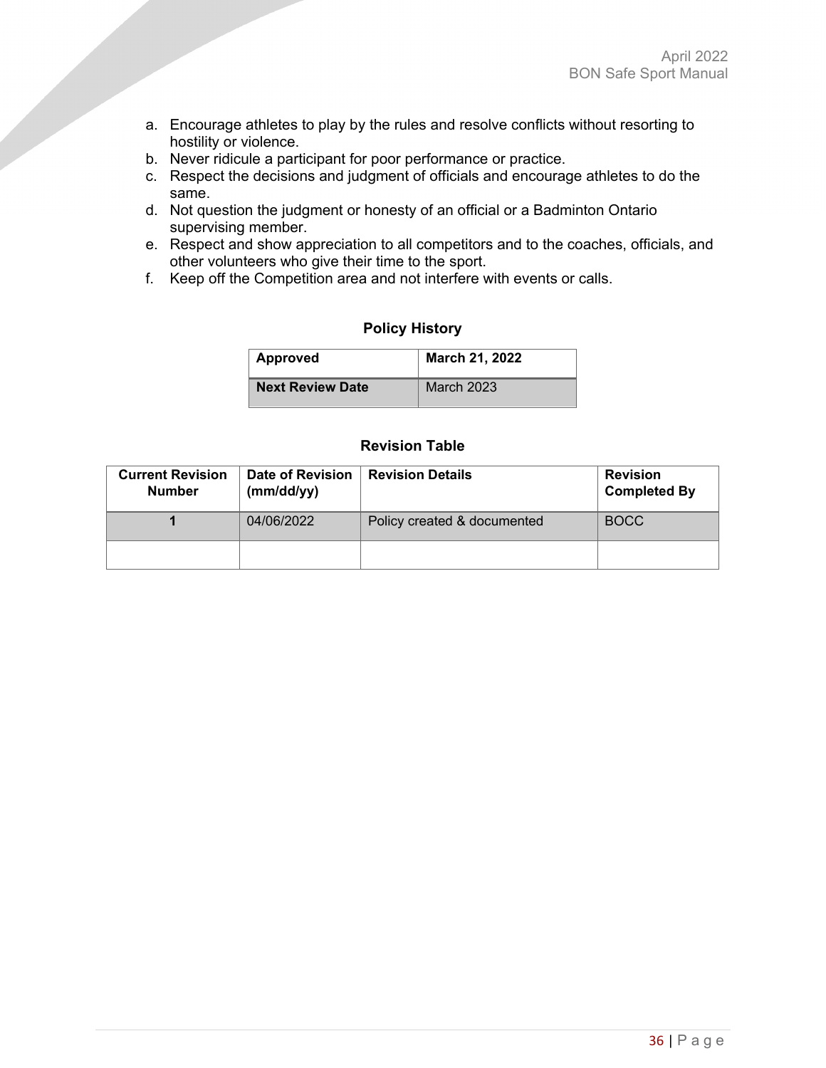a. Encourage athletes to play by the rules and resolve conflicts without resorting to hostility or violence.
b. Never ridicule a participant for poor performance or practice.
c. Respect the decisions and judgment of officials and encourage athletes to do the same.
d. Not question the judgment or honesty of an official or a Badminton Ontario supervising member.
e. Respect and show appreciation to all competitors and to the coaches, officials, and other volunteers who give their time to the sport.
f. Keep off the Competition area and not interfere with events or calls.

**Policy History**

| | |
|---|---|
| **Approved** | **March 21, 2022** |
| **Next Review Date** | March 2023 |

**Revision Table**

| Current Revision Number | Date of Revision (mm/dd/yy) | Revision Details | Revision Completed By |
|---|---|---|---|
| **1** | 04/06/2022 | Policy created & documented | BOCC |
| | | | |